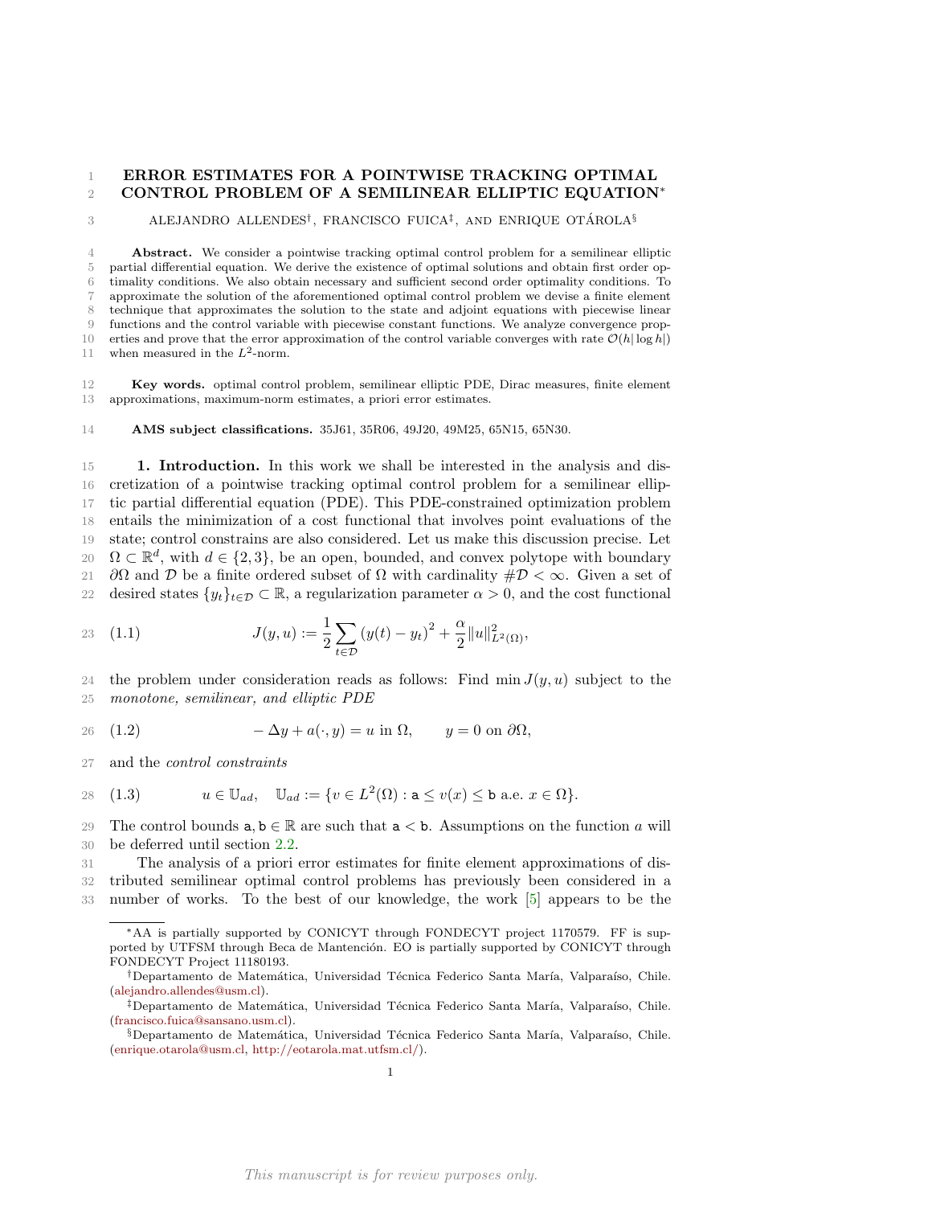# ERROR ESTIMATES FOR A POINTWISE TRACKING OPTIMAL CONTROL PROBLEM OF A SEMILINEAR ELLIPTIC EQUATION*

ALEJANDRO ALLENDES†, FRANCISCO FUICA‡, AND ENRIQUE OTÁROLA§

**Abstract.** We consider a pointwise tracking optimal control problem for a semilinear elliptic partial differential equation. We derive the existence of optimal solutions and obtain first order optimality conditions. We also obtain necessary and sufficient second order optimality conditions. To approximate the solution of the aforementioned optimal control problem we devise a finite element technique that approximates the solution to the state and adjoint equations with piecewise linear functions and the control variable with piecewise constant functions. We analyze convergence properties and prove that the error approximation of the control variable converges with rate $\mathcal{O}(h|\log h|)$ when measured in the $L^2$-norm.

**Key words.** optimal control problem, semilinear elliptic PDE, Dirac measures, finite element approximations, maximum-norm estimates, a priori error estimates.

**AMS subject classifications.** 35J61, 35R06, 49J20, 49M25, 65N15, 65N30.

## 1. Introduction.

In this work we shall be interested in the analysis and discretization of a pointwise tracking optimal control problem for a semilinear elliptic partial differential equation (PDE). This PDE-constrained optimization problem entails the minimization of a cost functional that involves point evaluations of the state; control constrains are also considered. Let us make this discussion precise. Let $\Omega \subset \mathbb{R}^d$, with $d \in \{2, 3\}$, be an open, bounded, and convex polytope with boundary $\partial\Omega$ and $\mathcal{D}$ be a finite ordered subset of $\Omega$ with cardinality $\#\mathcal{D} < \infty$. Given a set of desired states $\{y_t\}_{t\in\mathcal{D}} \subset \mathbb{R}$, a regularization parameter $\alpha > 0$, and the cost functional

$$
J(y, u) := \frac{1}{2}\sum_{t\in\mathcal{D}} \left(y(t) - y_t\right)^2 + \frac{\alpha}{2}\|u\|^2_{L^2(\Omega)}, \tag{1.1}
$$

the problem under consideration reads as follows: Find $\min J(y, u)$ subject to the *monotone, semilinear, and elliptic PDE*

$$
-\Delta y + a(\cdot, y) = u \text{ in } \Omega, \qquad y = 0 \text{ on } \partial\Omega, \tag{1.2}
$$

and the *control constraints*

$$
u \in \mathbb{U}_{ad}, \quad \mathbb{U}_{ad} := \{v \in L^2(\Omega) : \mathtt{a} \leq v(x) \leq \mathtt{b} \text{ a.e. } x \in \Omega\}. \tag{1.3}
$$

The control bounds $\mathtt{a}, \mathtt{b} \in \mathbb{R}$ are such that $\mathtt{a} < \mathtt{b}$. Assumptions on the function $a$ will be deferred until section 2.2.

The analysis of a priori error estimates for finite element approximations of distributed semilinear optimal control problems has previously been considered in a number of works. To the best of our knowledge, the work [5] appears to be the

---

*AA is partially supported by CONICYT through FONDECYT project 1170579. FF is supported by UTFSM through Beca de Mantención. EO is partially supported by CONICYT through FONDECYT Project 11180193.

†Departamento de Matemática, Universidad Técnica Federico Santa María, Valparaíso, Chile. (alejandro.allendes@usm.cl).

‡Departamento de Matemática, Universidad Técnica Federico Santa María, Valparaíso, Chile. (francisco.fuica@sansano.usm.cl).

§Departamento de Matemática, Universidad Técnica Federico Santa María, Valparaíso, Chile. (enrique.otarola@usm.cl, http://eotarola.mat.utfsm.cl/).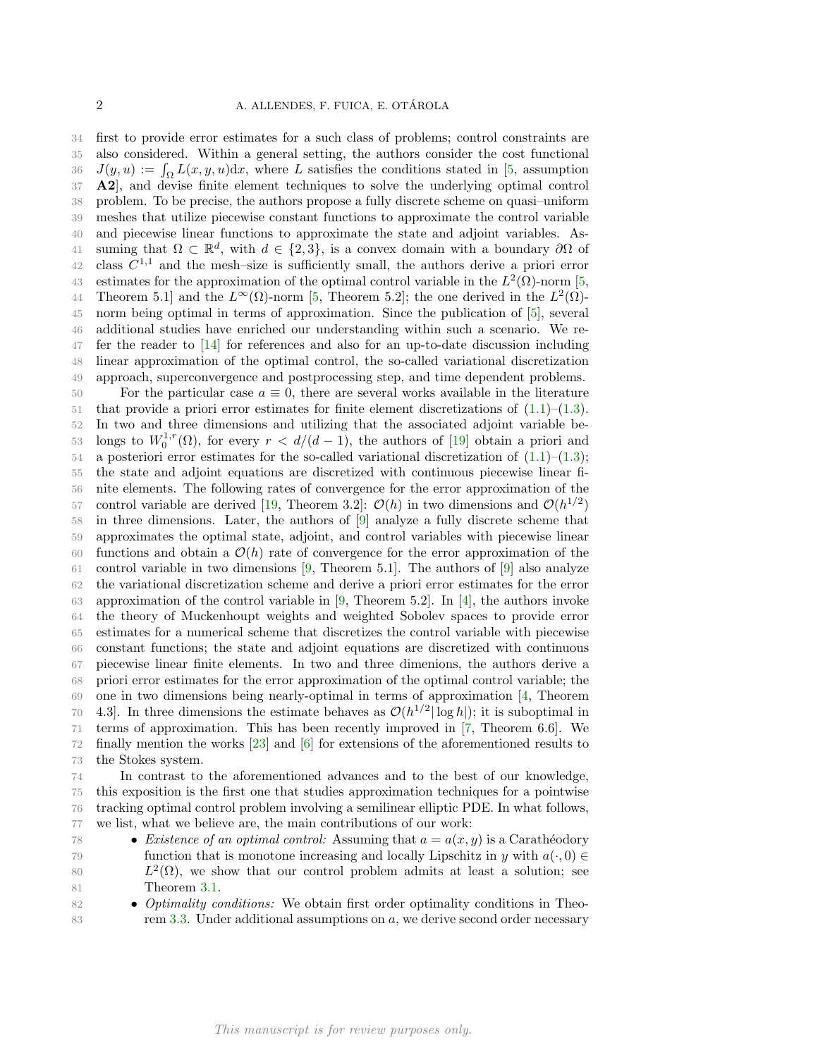first to provide error estimates for a such class of problems; control constraints are also considered. Within a general setting, the authors consider the cost functional $J(y,u) := \int_\Omega L(x,y,u)\mathrm{d}x$, where $L$ satisfies the conditions stated in [5, assumption **A2**], and devise finite element techniques to solve the underlying optimal control problem. To be precise, the authors propose a fully discrete scheme on quasi–uniform meshes that utilize piecewise constant functions to approximate the control variable and piecewise linear functions to approximate the state and adjoint variables. Assuming that $\Omega \subset \mathbb{R}^d$, with $d \in \{2,3\}$, is a convex domain with a boundary $\partial\Omega$ of class $C^{1,1}$ and the mesh–size is sufficiently small, the authors derive a priori error estimates for the approximation of the optimal control variable in the $L^2(\Omega)$-norm [5, Theorem 5.1] and the $L^\infty(\Omega)$-norm [5, Theorem 5.2]; the one derived in the $L^2(\Omega)$-norm being optimal in terms of approximation. Since the publication of [5], several additional studies have enriched our understanding within such a scenario. We refer the reader to [14] for references and also for an up-to-date discussion including linear approximation of the optimal control, the so-called variational discretization approach, superconvergence and postprocessing step, and time dependent problems.

For the particular case $a \equiv 0$, there are several works available in the literature that provide a priori error estimates for finite element discretizations of (1.1)–(1.3). In two and three dimensions and utilizing that the associated adjoint variable belongs to $W_0^{1,r}(\Omega)$, for every $r < d/(d-1)$, the authors of [19] obtain a priori and a posteriori error estimates for the so-called variational discretization of (1.1)–(1.3); the state and adjoint equations are discretized with continuous piecewise linear finite elements. The following rates of convergence for the error approximation of the control variable are derived [19, Theorem 3.2]: $\mathcal{O}(h)$ in two dimensions and $\mathcal{O}(h^{1/2})$ in three dimensions. Later, the authors of [9] analyze a fully discrete scheme that approximates the optimal state, adjoint, and control variables with piecewise linear functions and obtain a $\mathcal{O}(h)$ rate of convergence for the error approximation of the control variable in two dimensions [9, Theorem 5.1]. The authors of [9] also analyze the variational discretization scheme and derive a priori error estimates for the error approximation of the control variable in [9, Theorem 5.2]. In [4], the authors invoke the theory of Muckenhoupt weights and weighted Sobolev spaces to provide error estimates for a numerical scheme that discretizes the control variable with piecewise constant functions; the state and adjoint equations are discretized with continuous piecewise linear finite elements. In two and three dimenions, the authors derive a priori error estimates for the error approximation of the optimal control variable; the one in two dimensions being nearly-optimal in terms of approximation [4, Theorem 4.3]. In three dimensions the estimate behaves as $\mathcal{O}(h^{1/2}|\log h|)$; it is suboptimal in terms of approximation. This has been recently improved in [7, Theorem 6.6]. We finally mention the works [23] and [6] for extensions of the aforementioned results to the Stokes system.

In contrast to the aforementioned advances and to the best of our knowledge, this exposition is the first one that studies approximation techniques for a pointwise tracking optimal control problem involving a semilinear elliptic PDE. In what follows, we list, what we believe are, the main contributions of our work:

- *Existence of an optimal control:* Assuming that $a = a(x,y)$ is a Carathéodory function that is monotone increasing and locally Lipschitz in $y$ with $a(\cdot, 0) \in L^2(\Omega)$, we show that our control problem admits at least a solution; see Theorem 3.1.
- *Optimality conditions:* We obtain first order optimality conditions in Theorem 3.3. Under additional assumptions on $a$, we derive second order necessary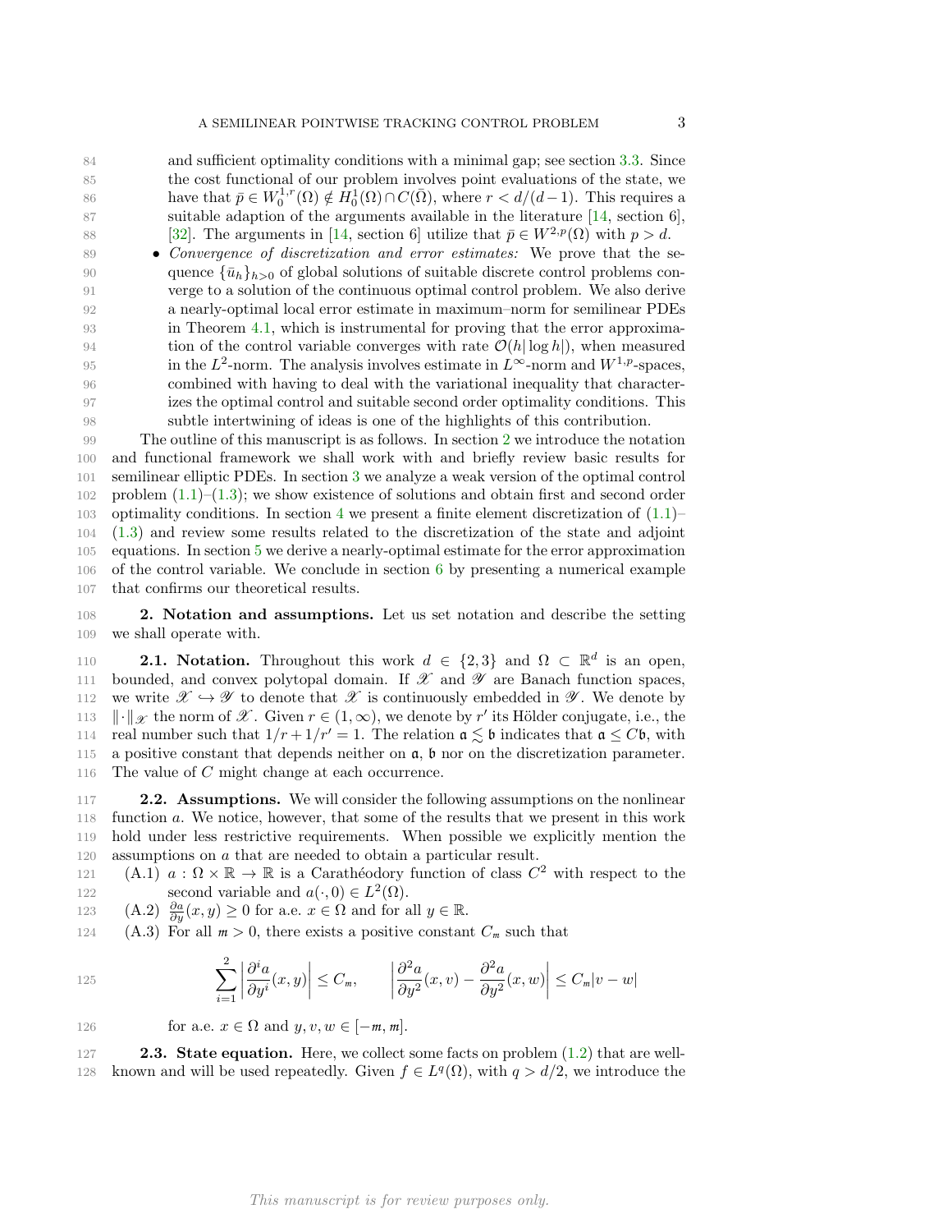and sufficient optimality conditions with a minimal gap; see section 3.3. Since the cost functional of our problem involves point evaluations of the state, we have that $\bar{p} \in W_0^{1,r}(\Omega) \notin H_0^1(\Omega) \cap C(\bar{\Omega})$, where $r < d/(d-1)$. This requires a suitable adaption of the arguments available in the literature [14, section 6], [32]. The arguments in [14, section 6] utilize that $\bar{p} \in W^{2,p}(\Omega)$ with $p > d$.

- *Convergence of discretization and error estimates:* We prove that the sequence $\{\bar{u}_h\}_{h>0}$ of global solutions of suitable discrete control problems converge to a solution of the continuous optimal control problem. We also derive a nearly-optimal local error estimate in maximum–norm for semilinear PDEs in Theorem 4.1, which is instrumental for proving that the error approximation of the control variable converges with rate $\mathcal{O}(h|\log h|)$, when measured in the $L^2$-norm. The analysis involves estimate in $L^\infty$-norm and $W^{1,p}$-spaces, combined with having to deal with the variational inequality that characterizes the optimal control and suitable second order optimality conditions. This subtle intertwining of ideas is one of the highlights of this contribution.

The outline of this manuscript is as follows. In section 2 we introduce the notation and functional framework we shall work with and briefly review basic results for semilinear elliptic PDEs. In section 3 we analyze a weak version of the optimal control problem (1.1)–(1.3); we show existence of solutions and obtain first and second order optimality conditions. In section 4 we present a finite element discretization of (1.1)–(1.3) and review some results related to the discretization of the state and adjoint equations. In section 5 we derive a nearly-optimal estimate for the error approximation of the control variable. We conclude in section 6 by presenting a numerical example that confirms our theoretical results.

## 2. Notation and assumptions.

Let us set notation and describe the setting we shall operate with.

### 2.1. Notation.

Throughout this work $d \in \{2, 3\}$ and $\Omega \subset \mathbb{R}^d$ is an open, bounded, and convex polytopal domain. If $\mathscr{X}$ and $\mathscr{Y}$ are Banach function spaces, we write $\mathscr{X} \hookrightarrow \mathscr{Y}$ to denote that $\mathscr{X}$ is continuously embedded in $\mathscr{Y}$. We denote by $\|\cdot\|_{\mathscr{X}}$ the norm of $\mathscr{X}$. Given $r \in (1, \infty)$, we denote by $r'$ its Hölder conjugate, i.e., the real number such that $1/r + 1/r' = 1$. The relation $\mathfrak{a} \lesssim \mathfrak{b}$ indicates that $\mathfrak{a} \leq C\mathfrak{b}$, with a positive constant that depends neither on $\mathfrak{a}$, $\mathfrak{b}$ nor on the discretization parameter. The value of $C$ might change at each occurrence.

### 2.2. Assumptions.

We will consider the following assumptions on the nonlinear function $a$. We notice, however, that some of the results that we present in this work hold under less restrictive requirements. When possible we explicitly mention the assumptions on $a$ that are needed to obtain a particular result.

(A.1) $a : \Omega \times \mathbb{R} \to \mathbb{R}$ is a Carathéodory function of class $C^2$ with respect to the second variable and $a(\cdot, 0) \in L^2(\Omega)$.

(A.2) $\frac{\partial a}{\partial y}(x, y) \geq 0$ for a.e. $x \in \Omega$ and for all $y \in \mathbb{R}$.

(A.3) For all $\mathfrak{m} > 0$, there exists a positive constant $C_\mathfrak{m}$ such that

$$\sum_{i=1}^{2} \left| \frac{\partial^i a}{\partial y^i}(x, y) \right| \leq C_\mathfrak{m}, \qquad \left| \frac{\partial^2 a}{\partial y^2}(x, v) - \frac{\partial^2 a}{\partial y^2}(x, w) \right| \leq C_\mathfrak{m} |v - w|$$

for a.e. $x \in \Omega$ and $y, v, w \in [-\mathfrak{m}, \mathfrak{m}]$.

### 2.3. State equation.

Here, we collect some facts on problem (1.2) that are well-known and will be used repeatedly. Given $f \in L^q(\Omega)$, with $q > d/2$, we introduce the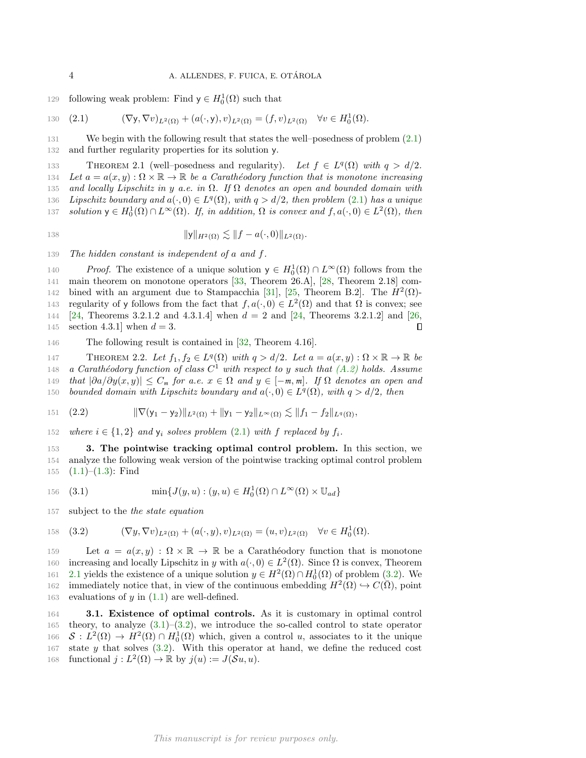following weak problem: Find $\mathsf{y} \in H_0^1(\Omega)$ such that

$$
(\nabla \mathsf{y}, \nabla v)_{L^2(\Omega)} + (a(\cdot, \mathsf{y}), v)_{L^2(\Omega)} = (f, v)_{L^2(\Omega)} \quad \forall v \in H_0^1(\Omega). \tag{2.1}
$$

We begin with the following result that states the well–posedness of problem (2.1) and further regularity properties for its solution $\mathsf{y}$.

THEOREM 2.1 (well–posedness and regularity). *Let $f \in L^q(\Omega)$ with $q > d/2$. Let $a = a(x, y) : \Omega \times \mathbb{R} \to \mathbb{R}$ be a Carathéodory function that is monotone increasing and locally Lipschitz in $y$ a.e. in $\Omega$. If $\Omega$ denotes an open and bounded domain with Lipschitz boundary and $a(\cdot, 0) \in L^q(\Omega)$, with $q > d/2$, then problem (2.1) has a unique solution $\mathsf{y} \in H_0^1(\Omega) \cap L^\infty(\Omega)$. If, in addition, $\Omega$ is convex and $f, a(\cdot, 0) \in L^2(\Omega)$, then*

$$
\|\mathsf{y}\|_{H^2(\Omega)} \lesssim \|f - a(\cdot, 0)\|_{L^2(\Omega)}.
$$

*The hidden constant is independent of $a$ and $f$.*

*Proof.* The existence of a unique solution $\mathsf{y} \in H_0^1(\Omega) \cap L^\infty(\Omega)$ follows from the main theorem on monotone operators [33, Theorem 26.A], [28, Theorem 2.18] combined with an argument due to Stampacchia [31], [25, Theorem B.2]. The $H^2(\Omega)$-regularity of $\mathsf{y}$ follows from the fact that $f, a(\cdot, 0) \in L^2(\Omega)$ and that $\Omega$ is convex; see [24, Theorems 3.2.1.2 and 4.3.1.4] when $d = 2$ and [24, Theorems 3.2.1.2] and [26, section 4.3.1] when $d = 3$. ∎

The following result is contained in [32, Theorem 4.16].

THEOREM 2.2. *Let $f_1, f_2 \in L^q(\Omega)$ with $q > d/2$. Let $a = a(x, y) : \Omega \times \mathbb{R} \to \mathbb{R}$ be a Carathéodory function of class $C^1$ with respect to $y$ such that (A.2) holds. Assume that $|\partial a/\partial y(x, y)| \leq C_{\mathfrak{m}}$ for a.e. $x \in \Omega$ and $y \in [-\mathfrak{m}, \mathfrak{m}]$. If $\Omega$ denotes an open and bounded domain with Lipschitz boundary and $a(\cdot, 0) \in L^q(\Omega)$, with $q > d/2$, then*

$$
\|\nabla(\mathsf{y}_1 - \mathsf{y}_2)\|_{L^2(\Omega)} + \|\mathsf{y}_1 - \mathsf{y}_2\|_{L^\infty(\Omega)} \lesssim \|f_1 - f_2\|_{L^q(\Omega)}, \tag{2.2}
$$

*where $i \in \{1, 2\}$ and $\mathsf{y}_i$ solves problem (2.1) with $f$ replaced by $f_i$.*

## 3. The pointwise tracking optimal control problem.

In this section, we analyze the following weak version of the pointwise tracking optimal control problem (1.1)–(1.3): Find

$$
\min\{J(y, u) : (y, u) \in H_0^1(\Omega) \cap L^\infty(\Omega) \times \mathbb{U}_{ad}\} \tag{3.1}
$$

subject to the *the state equation*

$$
(\nabla y, \nabla v)_{L^2(\Omega)} + (a(\cdot, y), v)_{L^2(\Omega)} = (u, v)_{L^2(\Omega)} \quad \forall v \in H_0^1(\Omega). \tag{3.2}
$$

Let $a = a(x, y) : \Omega \times \mathbb{R} \to \mathbb{R}$ be a Carathéodory function that is monotone increasing and locally Lipschitz in $y$ with $a(\cdot, 0) \in L^2(\Omega)$. Since $\Omega$ is convex, Theorem 2.1 yields the existence of a unique solution $y \in H^2(\Omega) \cap H_0^1(\Omega)$ of problem (3.2). We immediately notice that, in view of the continuous embedding $H^2(\Omega) \hookrightarrow C(\bar{\Omega})$, point evaluations of $y$ in (1.1) are well-defined.

### 3.1. Existence of optimal controls.

As it is customary in optimal control theory, to analyze (3.1)–(3.2), we introduce the so-called control to state operator $\mathcal{S} : L^2(\Omega) \to H^2(\Omega) \cap H_0^1(\Omega)$ which, given a control $u$, associates to it the unique state $y$ that solves (3.2). With this operator at hand, we define the reduced cost functional $j : L^2(\Omega) \to \mathbb{R}$ by $j(u) := J(\mathcal{S}u, u)$.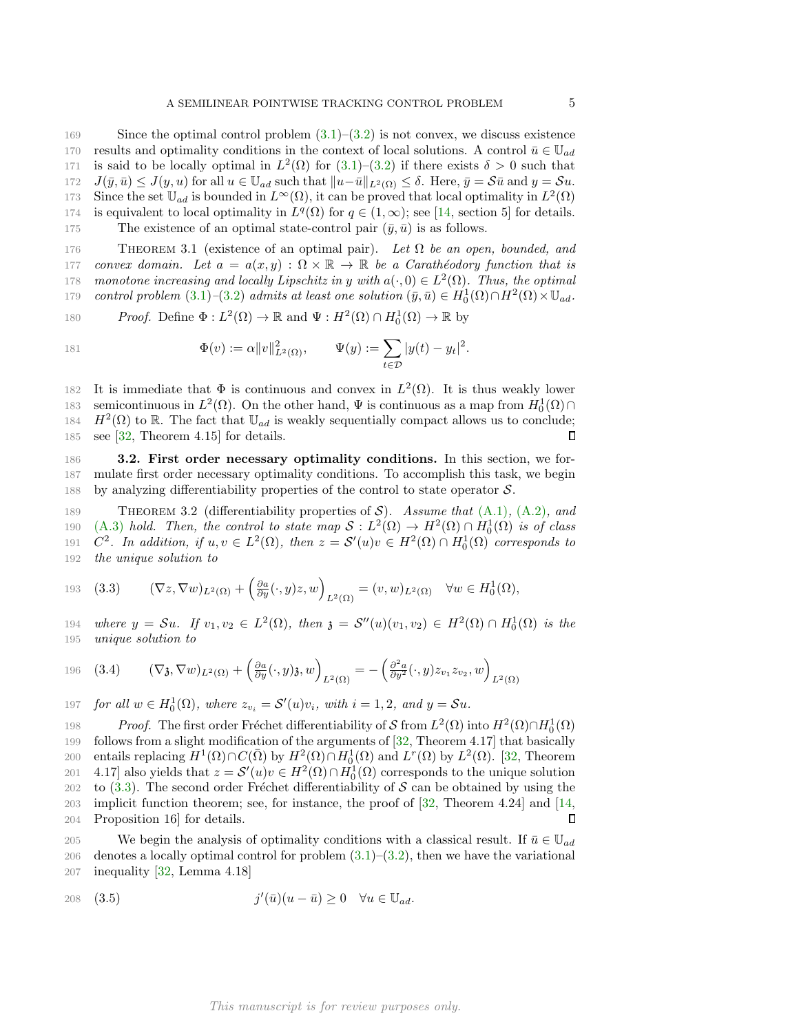Since the optimal control problem (3.1)–(3.2) is not convex, we discuss existence results and optimality conditions in the context of local solutions. A control $\bar{u} \in \mathbb{U}_{ad}$ is said to be locally optimal in $L^2(\Omega)$ for (3.1)–(3.2) if there exists $\delta > 0$ such that $J(\bar{y}, \bar{u}) \leq J(y, u)$ for all $u \in \mathbb{U}_{ad}$ such that $\|u - \bar{u}\|_{L^2(\Omega)} \leq \delta$. Here, $\bar{y} = \mathcal{S}\bar{u}$ and $y = \mathcal{S}u$. Since the set $\mathbb{U}_{ad}$ is bounded in $L^\infty(\Omega)$, it can be proved that local optimality in $L^2(\Omega)$ is equivalent to local optimality in $L^q(\Omega)$ for $q \in (1, \infty)$; see [14, section 5] for details.

The existence of an optimal state-control pair $(\bar{y}, \bar{u})$ is as follows.

Theorem 3.1 (existence of an optimal pair). *Let $\Omega$ be an open, bounded, and convex domain. Let $a = a(x, y) : \Omega \times \mathbb{R} \to \mathbb{R}$ be a Carathéodory function that is monotone increasing and locally Lipschitz in $y$ with $a(\cdot, 0) \in L^2(\Omega)$. Thus, the optimal control problem (3.1)–(3.2) admits at least one solution $(\bar{y}, \bar{u}) \in H_0^1(\Omega) \cap H^2(\Omega) \times \mathbb{U}_{ad}$.*

*Proof.* Define $\Phi : L^2(\Omega) \to \mathbb{R}$ and $\Psi : H^2(\Omega) \cap H_0^1(\Omega) \to \mathbb{R}$ by

$$\Phi(v) := \alpha \|v\|^2_{L^2(\Omega)}, \qquad \Psi(y) := \sum_{t \in \mathcal{D}} |y(t) - y_t|^2.$$

It is immediate that $\Phi$ is continuous and convex in $L^2(\Omega)$. It is thus weakly lower semicontinuous in $L^2(\Omega)$. On the other hand, $\Psi$ is continuous as a map from $H_0^1(\Omega) \cap H^2(\Omega)$ to $\mathbb{R}$. The fact that $\mathbb{U}_{ad}$ is weakly sequentially compact allows us to conclude; see [32, Theorem 4.15] for details. ∎

### 3.2. First order necessary optimality conditions.

In this section, we formulate first order necessary optimality conditions. To accomplish this task, we begin by analyzing differentiability properties of the control to state operator $\mathcal{S}$.

Theorem 3.2 (differentiability properties of $\mathcal{S}$). *Assume that (A.1), (A.2), and (A.3) hold. Then, the control to state map $\mathcal{S} : L^2(\Omega) \to H^2(\Omega) \cap H_0^1(\Omega)$ is of class $C^2$. In addition, if $u, v \in L^2(\Omega)$, then $z = \mathcal{S}'(u)v \in H^2(\Omega) \cap H_0^1(\Omega)$ corresponds to the unique solution to*

$$(3.3) \qquad (\nabla z, \nabla w)_{L^2(\Omega)} + \left(\tfrac{\partial a}{\partial y}(\cdot, y)z, w\right)_{L^2(\Omega)} = (v, w)_{L^2(\Omega)} \quad \forall w \in H_0^1(\Omega),$$

*where $y = \mathcal{S}u$. If $v_1, v_2 \in L^2(\Omega)$, then $\mathfrak{z} = \mathcal{S}''(u)(v_1, v_2) \in H^2(\Omega) \cap H_0^1(\Omega)$ is the unique solution to*

$$(3.4) \qquad (\nabla \mathfrak{z}, \nabla w)_{L^2(\Omega)} + \left(\tfrac{\partial a}{\partial y}(\cdot, y)\mathfrak{z}, w\right)_{L^2(\Omega)} = -\left(\tfrac{\partial^2 a}{\partial y^2}(\cdot, y)z_{v_1}z_{v_2}, w\right)_{L^2(\Omega)}$$

*for all $w \in H_0^1(\Omega)$, where $z_{v_i} = \mathcal{S}'(u)v_i$, with $i = 1, 2$, and $y = \mathcal{S}u$.*

*Proof.* The first order Fréchet differentiability of $\mathcal{S}$ from $L^2(\Omega)$ into $H^2(\Omega) \cap H_0^1(\Omega)$ follows from a slight modification of the arguments of [32, Theorem 4.17] that basically entails replacing $H^1(\Omega) \cap C(\bar{\Omega})$ by $H^2(\Omega) \cap H_0^1(\Omega)$ and $L^r(\Omega)$ by $L^2(\Omega)$. [32, Theorem 4.17] also yields that $z = \mathcal{S}'(u)v \in H^2(\Omega) \cap H_0^1(\Omega)$ corresponds to the unique solution to (3.3). The second order Fréchet differentiability of $\mathcal{S}$ can be obtained by using the implicit function theorem; see, for instance, the proof of [32, Theorem 4.24] and [14, Proposition 16] for details. ∎

We begin the analysis of optimality conditions with a classical result. If $\bar{u} \in \mathbb{U}_{ad}$ denotes a locally optimal control for problem (3.1)–(3.2), then we have the variational inequality [32, Lemma 4.18]

$$(3.5) \qquad j'(\bar{u})(u - \bar{u}) \geq 0 \quad \forall u \in \mathbb{U}_{ad}.$$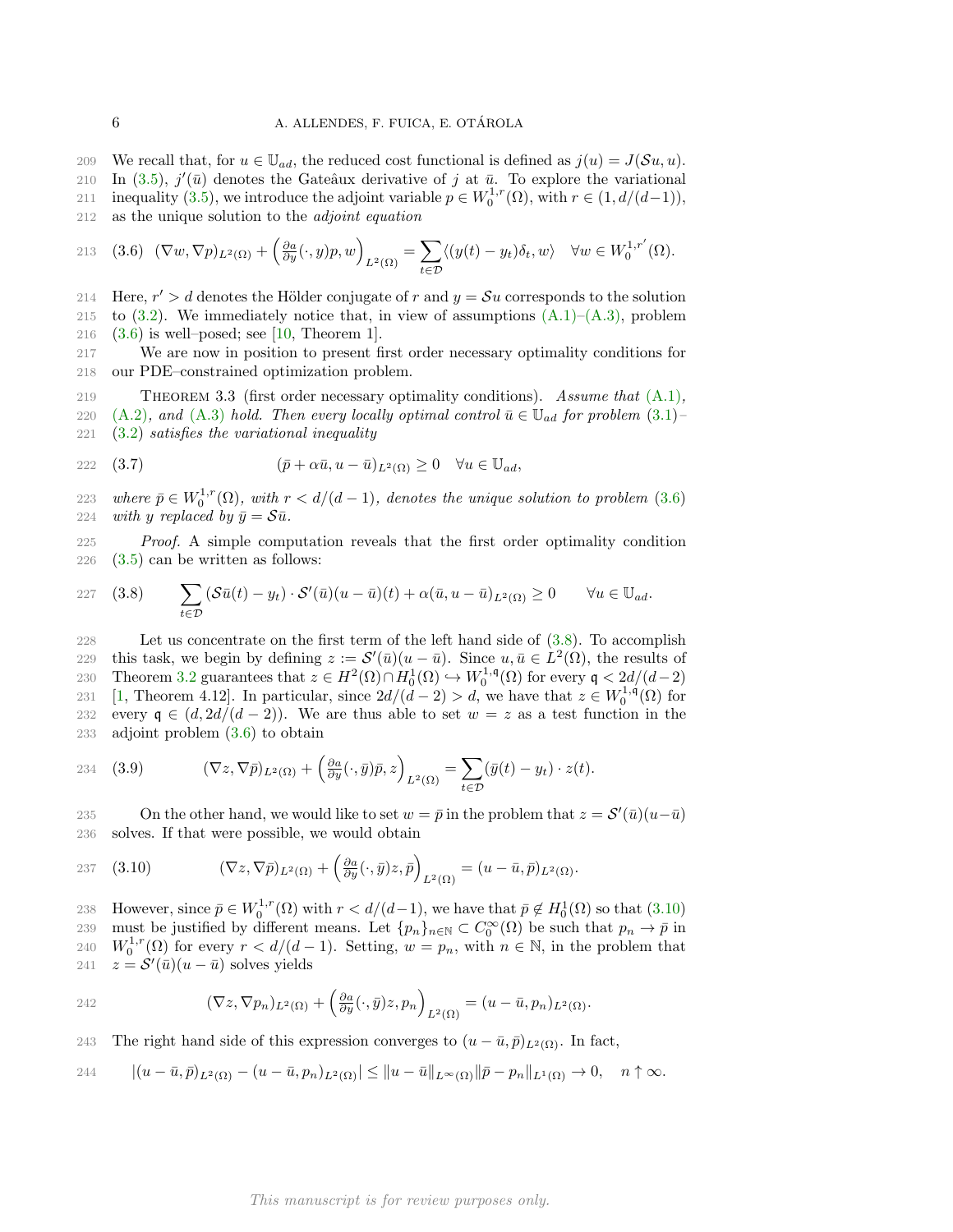We recall that, for $u \in \mathbb{U}_{ad}$, the reduced cost functional is defined as $j(u) = J(\mathcal{S}u, u)$. In (3.5), $j'(\bar{u})$ denotes the Gateâux derivative of $j$ at $\bar{u}$. To explore the variational inequality (3.5), we introduce the adjoint variable $p \in W_0^{1,r}(\Omega)$, with $r \in (1, d/(d-1))$, as the unique solution to the *adjoint equation*

$$(3.6)\quad (\nabla w, \nabla p)_{L^2(\Omega)} + \left(\tfrac{\partial a}{\partial y}(\cdot, y)p, w\right)_{L^2(\Omega)} = \sum_{t \in \mathcal{D}} \langle (y(t) - y_t)\delta_t, w\rangle \quad \forall w \in W_0^{1,r'}(\Omega).$$

Here, $r' > d$ denotes the Hölder conjugate of $r$ and $y = \mathcal{S}u$ corresponds to the solution to (3.2). We immediately notice that, in view of assumptions (A.1)–(A.3), problem (3.6) is well–posed; see [10, Theorem 1].

We are now in position to present first order necessary optimality conditions for our PDE–constrained optimization problem.

Theorem 3.3 (first order necessary optimality conditions). *Assume that (A.1), (A.2), and (A.3) hold. Then every locally optimal control $\bar{u} \in \mathbb{U}_{ad}$ for problem (3.1)–(3.2) satisfies the variational inequality*

$$(3.7)\qquad (\bar{p} + \alpha\bar{u}, u - \bar{u})_{L^2(\Omega)} \geq 0 \quad \forall u \in \mathbb{U}_{ad},$$

*where $\bar{p} \in W_0^{1,r}(\Omega)$, with $r < d/(d-1)$, denotes the unique solution to problem (3.6) with $y$ replaced by $\bar{y} = \mathcal{S}\bar{u}$.*

*Proof.* A simple computation reveals that the first order optimality condition (3.5) can be written as follows:

$$(3.8)\qquad \sum_{t \in \mathcal{D}} (\mathcal{S}\bar{u}(t) - y_t) \cdot \mathcal{S}'(\bar{u})(u - \bar{u})(t) + \alpha(\bar{u}, u - \bar{u})_{L^2(\Omega)} \geq 0 \qquad \forall u \in \mathbb{U}_{ad}.$$

Let us concentrate on the first term of the left hand side of (3.8). To accomplish this task, we begin by defining $z := \mathcal{S}'(\bar{u})(u - \bar{u})$. Since $u, \bar{u} \in L^2(\Omega)$, the results of Theorem 3.2 guarantees that $z \in H^2(\Omega) \cap H_0^1(\Omega) \hookrightarrow W_0^{1,\mathfrak{q}}(\Omega)$ for every $\mathfrak{q} < 2d/(d-2)$ [1, Theorem 4.12]. In particular, since $2d/(d-2) > d$, we have that $z \in W_0^{1,\mathfrak{q}}(\Omega)$ for every $\mathfrak{q} \in (d, 2d/(d-2))$. We are thus able to set $w = z$ as a test function in the adjoint problem (3.6) to obtain

$$(3.9)\qquad (\nabla z, \nabla \bar{p})_{L^2(\Omega)} + \left(\tfrac{\partial a}{\partial y}(\cdot, \bar{y})\bar{p}, z\right)_{L^2(\Omega)} = \sum_{t \in \mathcal{D}} (\bar{y}(t) - y_t) \cdot z(t).$$

On the other hand, we would like to set $w = \bar{p}$ in the problem that $z = \mathcal{S}'(\bar{u})(u - \bar{u})$ solves. If that were possible, we would obtain

$$(3.10)\qquad (\nabla z, \nabla \bar{p})_{L^2(\Omega)} + \left(\tfrac{\partial a}{\partial y}(\cdot, \bar{y})z, \bar{p}\right)_{L^2(\Omega)} = (u - \bar{u}, \bar{p})_{L^2(\Omega)}.$$

However, since $\bar{p} \in W_0^{1,r}(\Omega)$ with $r < d/(d-1)$, we have that $\bar{p} \notin H_0^1(\Omega)$ so that (3.10) must be justified by different means. Let $\{p_n\}_{n\in\mathbb{N}} \subset C_0^\infty(\Omega)$ be such that $p_n \to \bar{p}$ in $W_0^{1,r}(\Omega)$ for every $r < d/(d-1)$. Setting, $w = p_n$, with $n \in \mathbb{N}$, in the problem that $z = \mathcal{S}'(\bar{u})(u - \bar{u})$ solves yields

$$(\nabla z, \nabla p_n)_{L^2(\Omega)} + \left(\tfrac{\partial a}{\partial y}(\cdot, \bar{y})z, p_n\right)_{L^2(\Omega)} = (u - \bar{u}, p_n)_{L^2(\Omega)}.$$

The right hand side of this expression converges to $(u - \bar{u}, \bar{p})_{L^2(\Omega)}$. In fact,

$$|(u - \bar{u}, \bar{p})_{L^2(\Omega)} - (u - \bar{u}, p_n)_{L^2(\Omega)}| \leq \|u - \bar{u}\|_{L^\infty(\Omega)} \|\bar{p} - p_n\|_{L^1(\Omega)} \to 0, \quad n \uparrow \infty.$$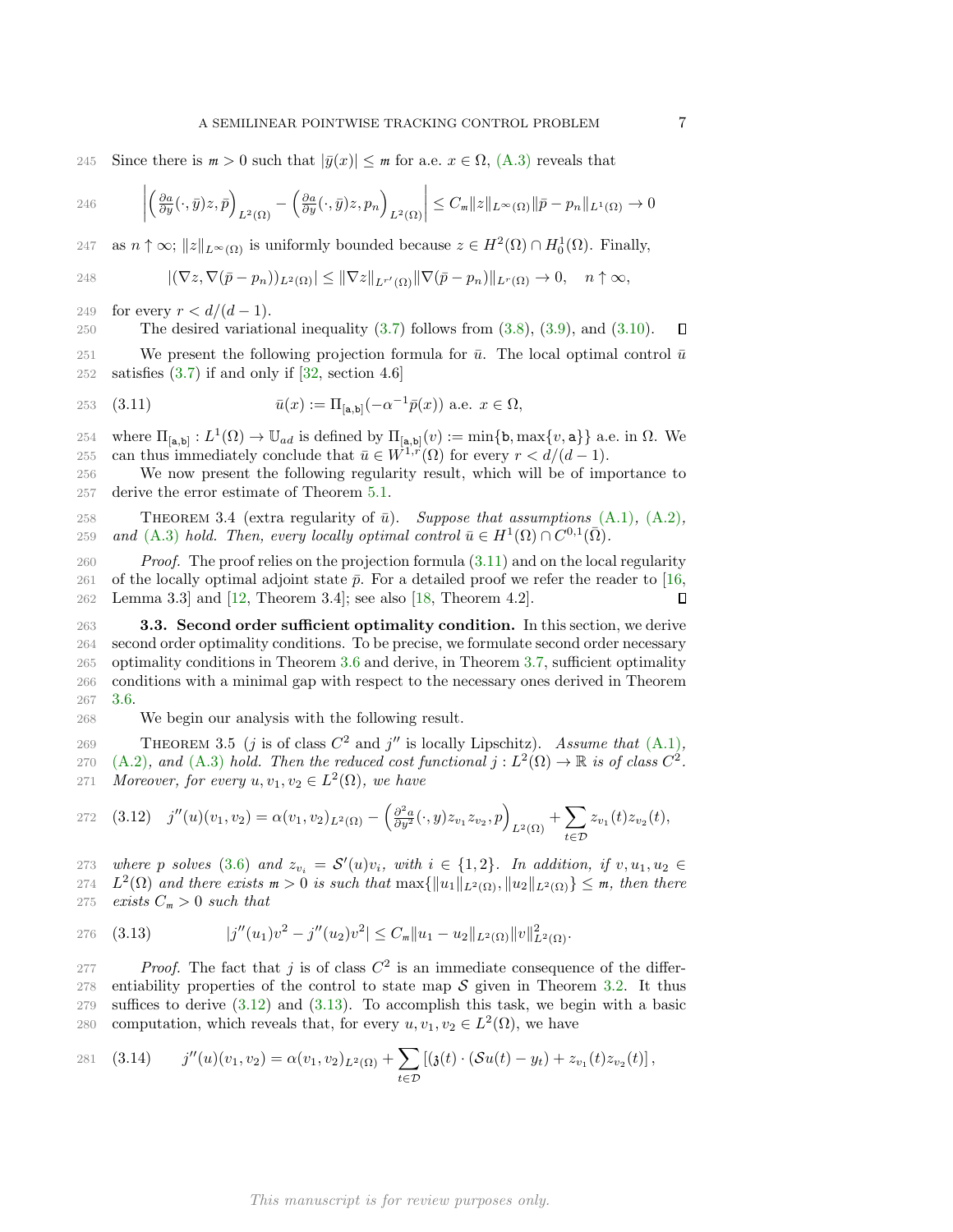Since there is $\mathsf{m} > 0$ such that $|\bar{y}(x)| \leq \mathsf{m}$ for a.e. $x \in \Omega$, (A.3) reveals that

$$\left| \left( \tfrac{\partial a}{\partial y}(\cdot, \bar{y})z, \bar{p} \right)_{L^2(\Omega)} - \left( \tfrac{\partial a}{\partial y}(\cdot, \bar{y})z, p_n \right)_{L^2(\Omega)} \right| \leq C_{\mathsf{m}} \|z\|_{L^\infty(\Omega)} \|\bar{p} - p_n\|_{L^1(\Omega)} \to 0$$

as $n \uparrow \infty$; $\|z\|_{L^\infty(\Omega)}$ is uniformly bounded because $z \in H^2(\Omega) \cap H_0^1(\Omega)$. Finally,

$$|(\nabla z, \nabla(\bar{p} - p_n))_{L^2(\Omega)}| \leq \|\nabla z\|_{L^{r'}(\Omega)} \|\nabla(\bar{p} - p_n)\|_{L^r(\Omega)} \to 0, \quad n \uparrow \infty,$$

for every $r < d/(d-1)$.

The desired variational inequality (3.7) follows from (3.8), (3.9), and (3.10). ∎

We present the following projection formula for $\bar{u}$. The local optimal control $\bar{u}$ satisfies (3.7) if and only if [32, section 4.6]

$$\bar{u}(x) := \Pi_{[\mathtt{a},\mathtt{b}]}(-\alpha^{-1}\bar{p}(x)) \text{ a.e. } x \in \Omega, \tag{3.11}$$

where $\Pi_{[\mathtt{a},\mathtt{b}]} : L^1(\Omega) \to \mathbb{U}_{ad}$ is defined by $\Pi_{[\mathtt{a},\mathtt{b}]}(v) := \min\{\mathtt{b}, \max\{v, \mathtt{a}\}\}$ a.e. in $\Omega$. We can thus immediately conclude that $\bar{u} \in W^{1,r}(\Omega)$ for every $r < d/(d-1)$.

We now present the following regularity result, which will be of importance to derive the error estimate of Theorem 5.1.

Theorem 3.4 (extra regularity of $\bar{u}$). *Suppose that assumptions (A.1), (A.2), and (A.3) hold. Then, every locally optimal control $\bar{u} \in H^1(\Omega) \cap C^{0,1}(\bar{\Omega})$.*

*Proof.* The proof relies on the projection formula (3.11) and on the local regularity of the locally optimal adjoint state $\bar{p}$. For a detailed proof we refer the reader to [16, Lemma 3.3] and [12, Theorem 3.4]; see also [18, Theorem 4.2]. ∎

### 3.3. Second order sufficient optimality condition.

In this section, we derive second order optimality conditions. To be precise, we formulate second order necessary optimality conditions in Theorem 3.6 and derive, in Theorem 3.7, sufficient optimality conditions with a minimal gap with respect to the necessary ones derived in Theorem 3.6.

We begin our analysis with the following result.

Theorem 3.5 ($j$ is of class $C^2$ and $j''$ is locally Lipschitz). *Assume that (A.1), (A.2), and (A.3) hold. Then the reduced cost functional $j : L^2(\Omega) \to \mathbb{R}$ is of class $C^2$. Moreover, for every $u, v_1, v_2 \in L^2(\Omega)$, we have*

$$j''(u)(v_1, v_2) = \alpha(v_1, v_2)_{L^2(\Omega)} - \left( \tfrac{\partial^2 a}{\partial y^2}(\cdot, y) z_{v_1} z_{v_2}, p \right)_{L^2(\Omega)} + \sum_{t \in \mathcal{D}} z_{v_1}(t) z_{v_2}(t), \tag{3.12}$$

*where $p$ solves (3.6) and $z_{v_i} = \mathcal{S}'(u)v_i$, with $i \in \{1, 2\}$. In addition, if $v, u_1, u_2 \in L^2(\Omega)$ and there exists $\mathsf{m} > 0$ is such that $\max\{\|u_1\|_{L^2(\Omega)}, \|u_2\|_{L^2(\Omega)}\} \leq \mathsf{m}$, then there exists $C_{\mathsf{m}} > 0$ such that*

$$|j''(u_1)v^2 - j''(u_2)v^2| \leq C_{\mathsf{m}} \|u_1 - u_2\|_{L^2(\Omega)} \|v\|^2_{L^2(\Omega)}. \tag{3.13}$$

*Proof.* The fact that $j$ is of class $C^2$ is an immediate consequence of the differentiability properties of the control to state map $\mathcal{S}$ given in Theorem 3.2. It thus suffices to derive (3.12) and (3.13). To accomplish this task, we begin with a basic computation, which reveals that, for every $u, v_1, v_2 \in L^2(\Omega)$, we have

$$j''(u)(v_1, v_2) = \alpha(v_1, v_2)_{L^2(\Omega)} + \sum_{t \in \mathcal{D}} \left[ (\mathfrak{z}(t) \cdot (\mathcal{S}u(t) - y_t) + z_{v_1}(t) z_{v_2}(t) \right], \tag{3.14}$$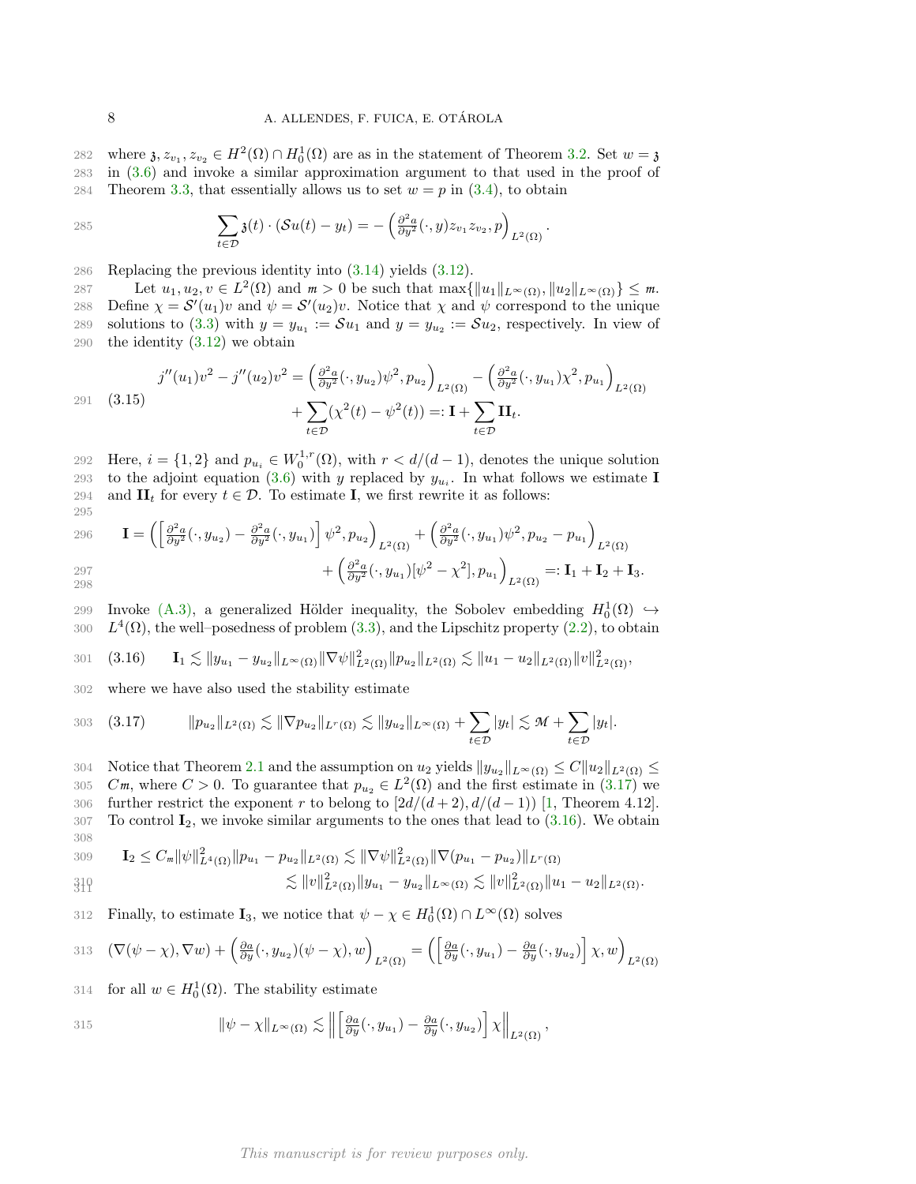where $\mathfrak{z}, z_{v_1}, z_{v_2} \in H^2(\Omega) \cap H_0^1(\Omega)$ are as in the statement of Theorem 3.2. Set $w = \mathfrak{z}$ in (3.6) and invoke a similar approximation argument to that used in the proof of Theorem 3.3, that essentially allows us to set $w = p$ in (3.4), to obtain

$$\sum_{t\in\mathcal{D}} \mathfrak{z}(t) \cdot (\mathcal{S}u(t) - y_t) = -\left(\tfrac{\partial^2 a}{\partial y^2}(\cdot, y) z_{v_1} z_{v_2}, p\right)_{L^2(\Omega)}.$$

Replacing the previous identity into (3.14) yields (3.12).

Let $u_1, u_2, v \in L^2(\Omega)$ and $\mathfrak{m} > 0$ be such that $\max\{\|u_1\|_{L^\infty(\Omega)}, \|u_2\|_{L^\infty(\Omega)}\} \leq \mathfrak{m}$. Define $\chi = \mathcal{S}'(u_1)v$ and $\psi = \mathcal{S}'(u_2)v$. Notice that $\chi$ and $\psi$ correspond to the unique solutions to (3.3) with $y = y_{u_1} := \mathcal{S}u_1$ and $y = y_{u_2} := \mathcal{S}u_2$, respectively. In view of the identity (3.12) we obtain

$$\begin{aligned} j''(u_1)v^2 - j''(u_2)v^2 = &\left(\tfrac{\partial^2 a}{\partial y^2}(\cdot, y_{u_2})\psi^2, p_{u_2}\right)_{L^2(\Omega)} - \left(\tfrac{\partial^2 a}{\partial y^2}(\cdot, y_{u_1})\chi^2, p_{u_1}\right)_{L^2(\Omega)} \\ &+ \sum_{t\in\mathcal{D}}(\chi^2(t) - \psi^2(t)) =: \mathbf{I} + \sum_{t\in\mathcal{D}} \mathbf{II}_t. \end{aligned} \tag{3.15}$$

Here, $i = \{1, 2\}$ and $p_{u_i} \in W_0^{1,r}(\Omega)$, with $r < d/(d-1)$, denotes the unique solution to the adjoint equation (3.6) with $y$ replaced by $y_{u_i}$. In what follows we estimate $\mathbf{I}$ and $\mathbf{II}_t$ for every $t \in \mathcal{D}$. To estimate $\mathbf{I}$, we first rewrite it as follows:

$$\begin{aligned} \mathbf{I} = &\left(\left[\tfrac{\partial^2 a}{\partial y^2}(\cdot, y_{u_2}) - \tfrac{\partial^2 a}{\partial y^2}(\cdot, y_{u_1})\right]\psi^2, p_{u_2}\right)_{L^2(\Omega)} + \left(\tfrac{\partial^2 a}{\partial y^2}(\cdot, y_{u_1})\psi^2, p_{u_2} - p_{u_1}\right)_{L^2(\Omega)} \\ &+ \left(\tfrac{\partial^2 a}{\partial y^2}(\cdot, y_{u_1})[\psi^2 - \chi^2], p_{u_1}\right)_{L^2(\Omega)} =: \mathbf{I}_1 + \mathbf{I}_2 + \mathbf{I}_3. \end{aligned}$$

Invoke (A.3), a generalized Hölder inequality, the Sobolev embedding $H_0^1(\Omega) \hookrightarrow L^4(\Omega)$, the well–posedness of problem (3.3), and the Lipschitz property (2.2), to obtain

$$\mathbf{I}_1 \lesssim \|y_{u_1} - y_{u_2}\|_{L^\infty(\Omega)} \|\nabla\psi\|^2_{L^2(\Omega)} \|p_{u_2}\|_{L^2(\Omega)} \lesssim \|u_1 - u_2\|_{L^2(\Omega)} \|v\|^2_{L^2(\Omega)}, \tag{3.16}$$

where we have also used the stability estimate

$$\|p_{u_2}\|_{L^2(\Omega)} \lesssim \|\nabla p_{u_2}\|_{L^r(\Omega)} \lesssim \|y_{u_2}\|_{L^\infty(\Omega)} + \sum_{t\in\mathcal{D}} |y_t| \lesssim \mathcal{M} + \sum_{t\in\mathcal{D}} |y_t|. \tag{3.17}$$

Notice that Theorem 2.1 and the assumption on $u_2$ yields $\|y_{u_2}\|_{L^\infty(\Omega)} \leq C\|u_2\|_{L^2(\Omega)} \leq C\mathfrak{m}$, where $C > 0$. To guarantee that $p_{u_2} \in L^2(\Omega)$ and the first estimate in (3.17) we further restrict the exponent $r$ to belong to $[2d/(d+2), d/(d-1))$ [1, Theorem 4.12]. To control $\mathbf{I}_2$, we invoke similar arguments to the ones that lead to (3.16). We obtain

$$\begin{aligned} \mathbf{I}_2 \leq C_{\mathfrak{m}} \|\psi\|^2_{L^4(\Omega)} \|p_{u_1} - p_{u_2}\|_{L^2(\Omega)} &\lesssim \|\nabla\psi\|^2_{L^2(\Omega)} \|\nabla(p_{u_1} - p_{u_2})\|_{L^r(\Omega)} \\ &\lesssim \|v\|^2_{L^2(\Omega)} \|y_{u_1} - y_{u_2}\|_{L^\infty(\Omega)} \lesssim \|v\|^2_{L^2(\Omega)} \|u_1 - u_2\|_{L^2(\Omega)}. \end{aligned}$$

Finally, to estimate $\mathbf{I}_3$, we notice that $\psi - \chi \in H_0^1(\Omega) \cap L^\infty(\Omega)$ solves

$$(\nabla(\psi - \chi), \nabla w) + \left(\tfrac{\partial a}{\partial y}(\cdot, y_{u_2})(\psi - \chi), w\right)_{L^2(\Omega)} = \left(\left[\tfrac{\partial a}{\partial y}(\cdot, y_{u_1}) - \tfrac{\partial a}{\partial y}(\cdot, y_{u_2})\right]\chi, w\right)_{L^2(\Omega)}$$

for all $w \in H_0^1(\Omega)$. The stability estimate

$$\|\psi - \chi\|_{L^\infty(\Omega)} \lesssim \left\|\left[\tfrac{\partial a}{\partial y}(\cdot, y_{u_1}) - \tfrac{\partial a}{\partial y}(\cdot, y_{u_2})\right]\chi\right\|_{L^2(\Omega)},$$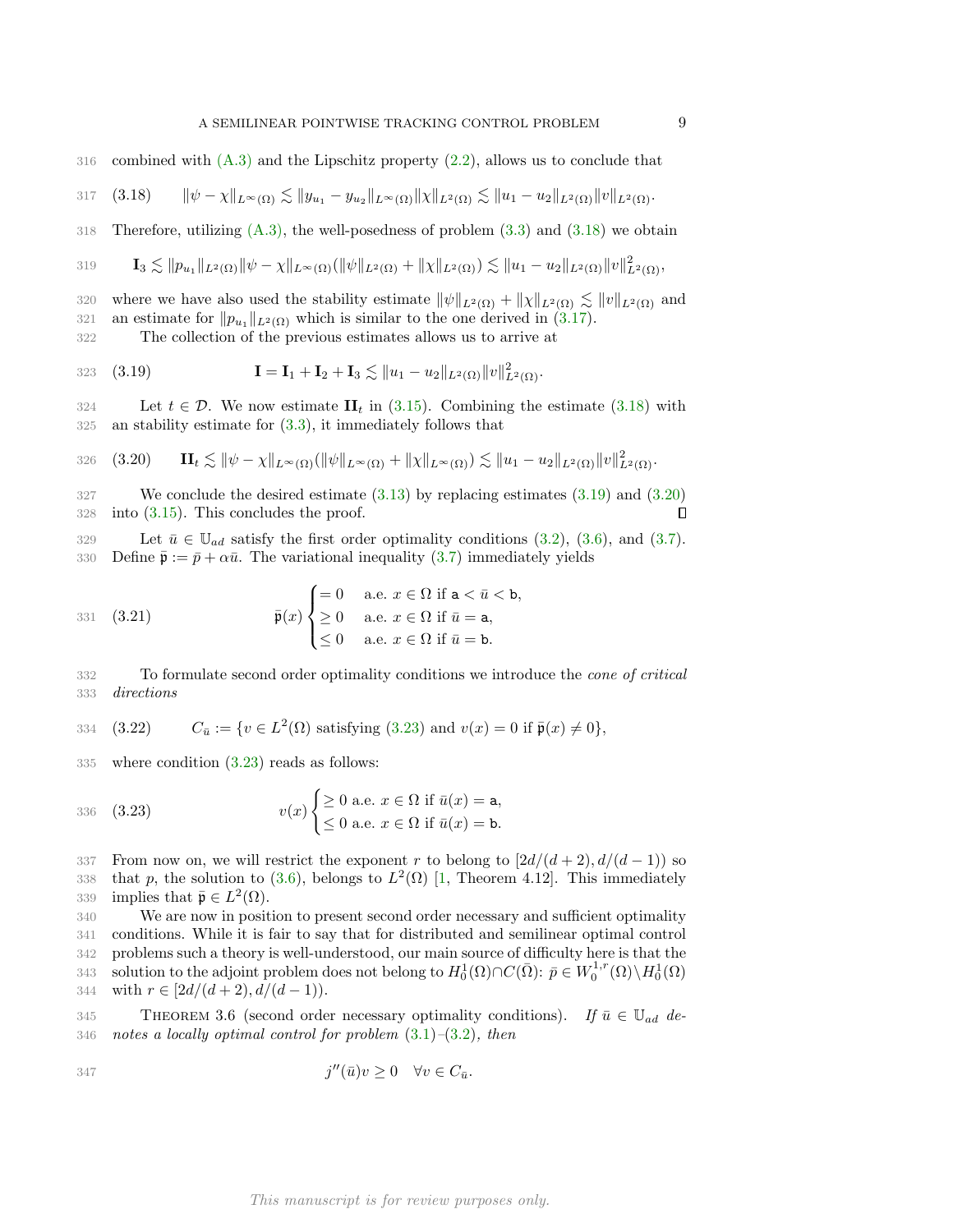combined with (A.3) and the Lipschitz property (2.2), allows us to conclude that

$$\|\psi - \chi\|_{L^\infty(\Omega)} \lesssim \|y_{u_1} - y_{u_2}\|_{L^\infty(\Omega)} \|\chi\|_{L^2(\Omega)} \lesssim \|u_1 - u_2\|_{L^2(\Omega)} \|v\|_{L^2(\Omega)}. \tag{3.18}$$

Therefore, utilizing (A.3), the well-posedness of problem (3.3) and (3.18) we obtain

$$\mathbf{I}_3 \lesssim \|p_{u_1}\|_{L^2(\Omega)} \|\psi - \chi\|_{L^\infty(\Omega)} (\|\psi\|_{L^2(\Omega)} + \|\chi\|_{L^2(\Omega)}) \lesssim \|u_1 - u_2\|_{L^2(\Omega)} \|v\|^2_{L^2(\Omega)},$$

where we have also used the stability estimate $\|\psi\|_{L^2(\Omega)} + \|\chi\|_{L^2(\Omega)} \lesssim \|v\|_{L^2(\Omega)}$ and an estimate for $\|p_{u_1}\|_{L^2(\Omega)}$ which is similar to the one derived in (3.17).

The collection of the previous estimates allows us to arrive at

$$\mathbf{I} = \mathbf{I}_1 + \mathbf{I}_2 + \mathbf{I}_3 \lesssim \|u_1 - u_2\|_{L^2(\Omega)} \|v\|^2_{L^2(\Omega)}. \tag{3.19}$$

Let $t \in \mathcal{D}$. We now estimate $\mathbf{II}_t$ in (3.15). Combining the estimate (3.18) with an stability estimate for (3.3), it immediately follows that

$$\mathbf{II}_t \lesssim \|\psi - \chi\|_{L^\infty(\Omega)} (\|\psi\|_{L^\infty(\Omega)} + \|\chi\|_{L^\infty(\Omega)}) \lesssim \|u_1 - u_2\|_{L^2(\Omega)} \|v\|^2_{L^2(\Omega)}. \tag{3.20}$$

We conclude the desired estimate (3.13) by replacing estimates (3.19) and (3.20) into (3.15). This concludes the proof. ∎

Let $\bar{u} \in \mathbb{U}_{ad}$ satisfy the first order optimality conditions (3.2), (3.6), and (3.7). Define $\bar{\mathfrak{p}} := \bar{p} + \alpha \bar{u}$. The variational inequality (3.7) immediately yields

$$\bar{\mathfrak{p}}(x) \begin{cases} = 0 & \text{a.e. } x \in \Omega \text{ if } \mathtt{a} < \bar{u} < \mathtt{b}, \\ \geq 0 & \text{a.e. } x \in \Omega \text{ if } \bar{u} = \mathtt{a}, \\ \leq 0 & \text{a.e. } x \in \Omega \text{ if } \bar{u} = \mathtt{b}. \end{cases} \tag{3.21}$$

To formulate second order optimality conditions we introduce the *cone of critical directions*

$$C_{\bar{u}} := \{v \in L^2(\Omega) \text{ satisfying (3.23) and } v(x) = 0 \text{ if } \bar{\mathfrak{p}}(x) \neq 0\}, \tag{3.22}$$

where condition (3.23) reads as follows:

$$v(x) \begin{cases} \geq 0 \text{ a.e. } x \in \Omega \text{ if } \bar{u}(x) = \mathtt{a}, \\ \leq 0 \text{ a.e. } x \in \Omega \text{ if } \bar{u}(x) = \mathtt{b}. \end{cases} \tag{3.23}$$

From now on, we will restrict the exponent $r$ to belong to $[2d/(d+2), d/(d-1))$ so that $p$, the solution to (3.6), belongs to $L^2(\Omega)$ [1, Theorem 4.12]. This immediately implies that $\bar{\mathfrak{p}} \in L^2(\Omega)$.

We are now in position to present second order necessary and sufficient optimality conditions. While it is fair to say that for distributed and semilinear optimal control problems such a theory is well-understood, our main source of difficulty here is that the solution to the adjoint problem does not belong to $H_0^1(\Omega) \cap C(\bar{\Omega})$: $\bar{p} \in W_0^{1,r}(\Omega) \setminus H_0^1(\Omega)$ with $r \in [2d/(d+2), d/(d-1))$.

Theorem 3.6 (second order necessary optimality conditions). *If $\bar{u} \in \mathbb{U}_{ad}$ denotes a locally optimal control for problem (3.1)–(3.2), then*

$$j''(\bar{u})v \geq 0 \quad \forall v \in C_{\bar{u}}.$$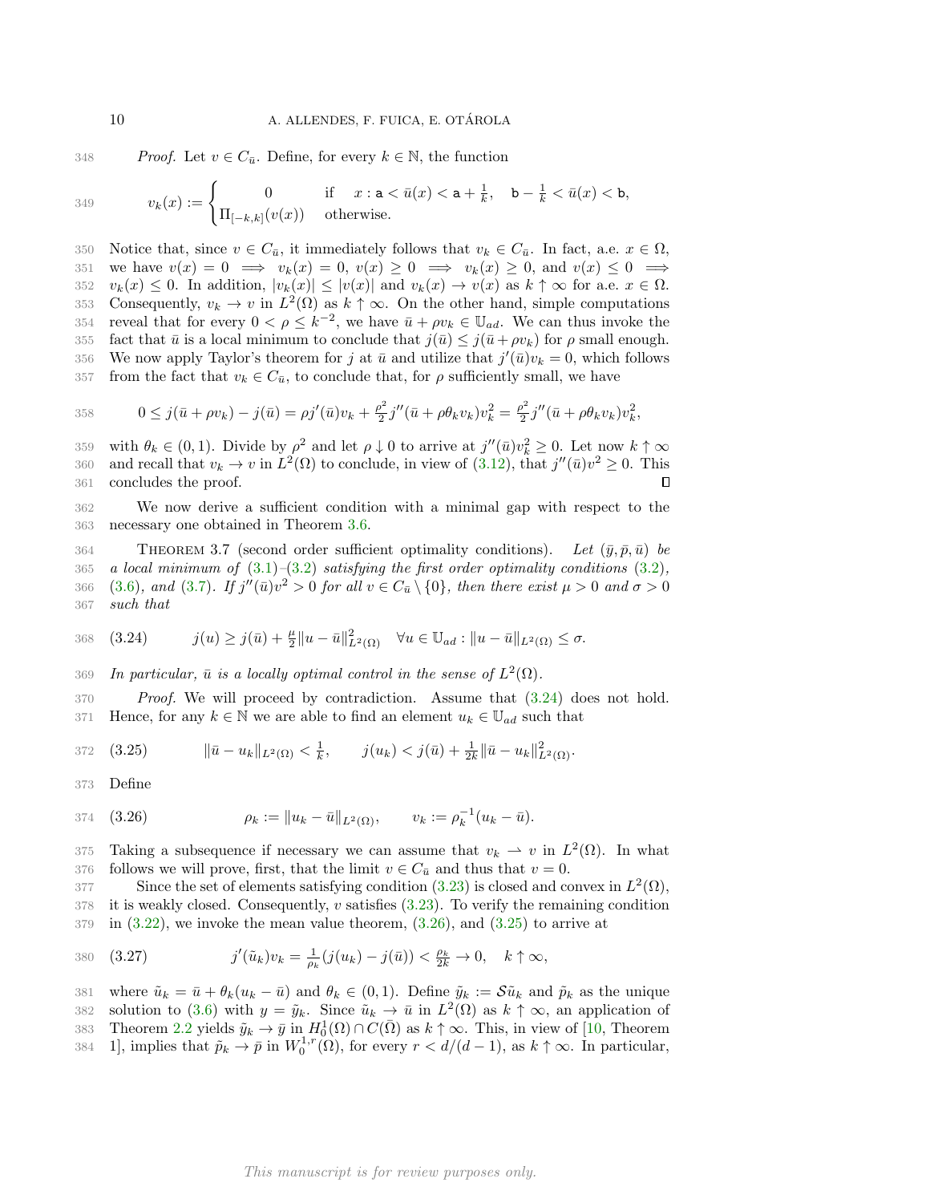*Proof.* Let $v \in C_{\bar{u}}$. Define, for every $k \in \mathbb{N}$, the function

$$v_k(x) := \begin{cases} 0 & \text{if} \quad x : \mathtt{a} < \bar{u}(x) < \mathtt{a} + \frac{1}{k}, \quad \mathtt{b} - \frac{1}{k} < \bar{u}(x) < \mathtt{b}, \\ \Pi_{[-k,k]}(v(x)) & \text{otherwise.} \end{cases}$$

Notice that, since $v \in C_{\bar{u}}$, it immediately follows that $v_k \in C_{\bar{u}}$. In fact, a.e. $x \in \Omega$, we have $v(x) = 0 \implies v_k(x) = 0$, $v(x) \geq 0 \implies v_k(x) \geq 0$, and $v(x) \leq 0 \implies v_k(x) \leq 0$. In addition, $|v_k(x)| \leq |v(x)|$ and $v_k(x) \to v(x)$ as $k \uparrow \infty$ for a.e. $x \in \Omega$. Consequently, $v_k \to v$ in $L^2(\Omega)$ as $k \uparrow \infty$. On the other hand, simple computations reveal that for every $0 < \rho \leq k^{-2}$, we have $\bar{u} + \rho v_k \in \mathbb{U}_{ad}$. We can thus invoke the fact that $\bar{u}$ is a local minimum to conclude that $j(\bar{u}) \leq j(\bar{u} + \rho v_k)$ for $\rho$ small enough. We now apply Taylor's theorem for $j$ at $\bar{u}$ and utilize that $j'(\bar{u})v_k = 0$, which follows from the fact that $v_k \in C_{\bar{u}}$, to conclude that, for $\rho$ sufficiently small, we have

$$0 \leq j(\bar{u} + \rho v_k) - j(\bar{u}) = \rho j'(\bar{u})v_k + \tfrac{\rho^2}{2} j''(\bar{u} + \rho\theta_k v_k)v_k^2 = \tfrac{\rho^2}{2} j''(\bar{u} + \rho\theta_k v_k)v_k^2,$$

with $\theta_k \in (0,1)$. Divide by $\rho^2$ and let $\rho \downarrow 0$ to arrive at $j''(\bar{u})v_k^2 \geq 0$. Let now $k \uparrow \infty$ and recall that $v_k \to v$ in $L^2(\Omega)$ to conclude, in view of (3.12), that $j''(\bar{u})v^2 \geq 0$. This concludes the proof. ∎

We now derive a sufficient condition with a minimal gap with respect to the necessary one obtained in Theorem 3.6.

Theorem 3.7 (second order sufficient optimality conditions). *Let $(\bar{y}, \bar{p}, \bar{u})$ be a local minimum of (3.1)–(3.2) satisfying the first order optimality conditions (3.2), (3.6), and (3.7). If $j''(\bar{u})v^2 > 0$ for all $v \in C_{\bar{u}} \setminus \{0\}$, then there exist $\mu > 0$ and $\sigma > 0$ such that*

$$j(u) \geq j(\bar{u}) + \tfrac{\mu}{2}\|u - \bar{u}\|^2_{L^2(\Omega)} \quad \forall u \in \mathbb{U}_{ad} : \|u - \bar{u}\|_{L^2(\Omega)} \leq \sigma. \tag{3.24}$$

*In particular, $\bar{u}$ is a locally optimal control in the sense of $L^2(\Omega)$.*

*Proof.* We will proceed by contradiction. Assume that (3.24) does not hold. Hence, for any $k \in \mathbb{N}$ we are able to find an element $u_k \in \mathbb{U}_{ad}$ such that

$$\|\bar{u} - u_k\|_{L^2(\Omega)} < \tfrac{1}{k}, \qquad j(u_k) < j(\bar{u}) + \tfrac{1}{2k}\|\bar{u} - u_k\|^2_{L^2(\Omega)}. \tag{3.25}$$

Define

$$\rho_k := \|u_k - \bar{u}\|_{L^2(\Omega)}, \qquad v_k := \rho_k^{-1}(u_k - \bar{u}). \tag{3.26}$$

Taking a subsequence if necessary we can assume that $v_k \rightharpoonup v$ in $L^2(\Omega)$. In what follows we will prove, first, that the limit $v \in C_{\bar{u}}$ and thus that $v = 0$.

Since the set of elements satisfying condition (3.23) is closed and convex in $L^2(\Omega)$, it is weakly closed. Consequently, $v$ satisfies (3.23). To verify the remaining condition in (3.22), we invoke the mean value theorem, (3.26), and (3.25) to arrive at

$$j'(\tilde{u}_k)v_k = \tfrac{1}{\rho_k}(j(u_k) - j(\bar{u})) < \tfrac{\rho_k}{2k} \to 0, \quad k \uparrow \infty, \tag{3.27}$$

where $\tilde{u}_k = \bar{u} + \theta_k(u_k - \bar{u})$ and $\theta_k \in (0,1)$. Define $\tilde{y}_k := \mathcal{S}\tilde{u}_k$ and $\tilde{p}_k$ as the unique solution to (3.6) with $y = \tilde{y}_k$. Since $\tilde{u}_k \to \bar{u}$ in $L^2(\Omega)$ as $k \uparrow \infty$, an application of Theorem 2.2 yields $\tilde{y}_k \to \bar{y}$ in $H_0^1(\Omega) \cap C(\bar{\Omega})$ as $k \uparrow \infty$. This, in view of [10, Theorem 1], implies that $\tilde{p}_k \to \bar{p}$ in $W_0^{1,r}(\Omega)$, for every $r < d/(d-1)$, as $k \uparrow \infty$. In particular,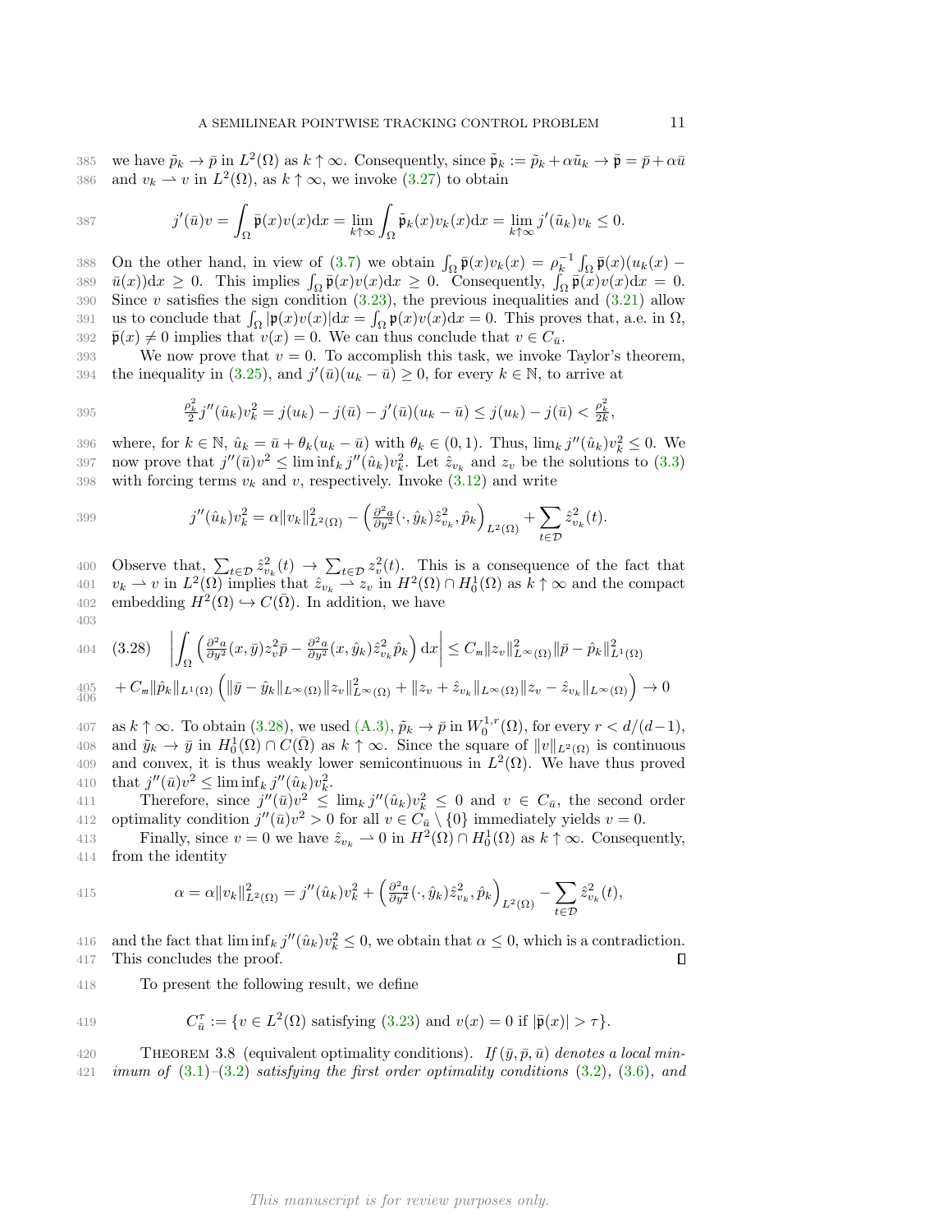we have $\tilde{p}_k \to \bar{p}$ in $L^2(\Omega)$ as $k \uparrow \infty$. Consequently, since $\tilde{\mathfrak{p}}_k := \tilde{p}_k + \alpha \tilde{u}_k \to \bar{\mathfrak{p}} = \bar{p} + \alpha \bar{u}$ and $v_k \rightharpoonup v$ in $L^2(\Omega)$, as $k \uparrow \infty$, we invoke (3.27) to obtain

$$j'(\bar{u})v = \int_\Omega \bar{\mathfrak{p}}(x)v(x)\mathrm{d}x = \lim_{k\uparrow\infty} \int_\Omega \tilde{\mathfrak{p}}_k(x)v_k(x)\mathrm{d}x = \lim_{k\uparrow\infty} j'(\tilde{u}_k)v_k \leq 0.$$

On the other hand, in view of (3.7) we obtain $\int_\Omega \bar{\mathfrak{p}}(x)v_k(x) = \rho_k^{-1} \int_\Omega \bar{\mathfrak{p}}(x)(u_k(x) - \bar{u}(x))\mathrm{d}x \geq 0$. This implies $\int_\Omega \bar{\mathfrak{p}}(x)v(x)\mathrm{d}x \geq 0$. Consequently, $\int_\Omega \bar{\mathfrak{p}}(x)v(x)\mathrm{d}x = 0$. Since $v$ satisfies the sign condition (3.23), the previous inequalities and (3.21) allow us to conclude that $\int_\Omega |\mathfrak{p}(x)v(x)|\mathrm{d}x = \int_\Omega \mathfrak{p}(x)v(x)\mathrm{d}x = 0$. This proves that, a.e. in $\Omega$, $\bar{\mathfrak{p}}(x) \neq 0$ implies that $v(x) = 0$. We can thus conclude that $v \in C_{\bar{u}}$.

We now prove that $v = 0$. To accomplish this task, we invoke Taylor's theorem, the inequality in (3.25), and $j'(\bar{u})(u_k - \bar{u}) \geq 0$, for every $k \in \mathbb{N}$, to arrive at

$$\tfrac{\rho_k^2}{2} j''(\hat{u}_k)v_k^2 = j(u_k) - j(\bar{u}) - j'(\bar{u})(u_k - \bar{u}) \leq j(u_k) - j(\bar{u}) < \tfrac{\rho_k^2}{2k},$$

where, for $k \in \mathbb{N}$, $\hat{u}_k = \bar{u} + \theta_k(u_k - \bar{u})$ with $\theta_k \in (0,1)$. Thus, $\lim_k j''(\hat{u}_k)v_k^2 \leq 0$. We now prove that $j''(\bar{u})v^2 \leq \liminf_k j''(\hat{u}_k)v_k^2$. Let $\hat{z}_{v_k}$ and $z_v$ be the solutions to (3.3) with forcing terms $v_k$ and $v$, respectively. Invoke (3.12) and write

$$j''(\hat{u}_k)v_k^2 = \alpha\|v_k\|^2_{L^2(\Omega)} - \left(\tfrac{\partial^2 a}{\partial y^2}(\cdot, \hat{y}_k)\hat{z}^2_{v_k}, \hat{p}_k\right)_{L^2(\Omega)} + \sum_{t\in\mathcal{D}} \hat{z}^2_{v_k}(t).$$

Observe that, $\sum_{t\in\mathcal{D}} \hat{z}^2_{v_k}(t) \to \sum_{t\in\mathcal{D}} z_v^2(t)$. This is a consequence of the fact that $v_k \rightharpoonup v$ in $L^2(\Omega)$ implies that $\hat{z}_{v_k} \rightharpoonup z_v$ in $H^2(\Omega) \cap H_0^1(\Omega)$ as $k \uparrow \infty$ and the compact embedding $H^2(\Omega) \hookrightarrow C(\bar{\Omega})$. In addition, we have

$$\text{(3.28)} \quad \left|\int_\Omega \left(\tfrac{\partial^2 a}{\partial y^2}(x, \bar{y})z_v^2 \bar{p} - \tfrac{\partial^2 a}{\partial y^2}(x, \hat{y}_k)\hat{z}^2_{v_k}\hat{p}_k\right)\mathrm{d}x\right| \leq C_{\mathfrak{m}}\|z_v\|^2_{L^\infty(\Omega)}\|\bar{p} - \hat{p}_k\|^2_{L^1(\Omega)}$$

$$+ C_{\mathfrak{m}}\|\hat{p}_k\|_{L^1(\Omega)}\left(\|\bar{y} - \hat{y}_k\|_{L^\infty(\Omega)}\|z_v\|^2_{L^\infty(\Omega)} + \|z_v + \hat{z}_{v_k}\|_{L^\infty(\Omega)}\|z_v - \hat{z}_{v_k}\|_{L^\infty(\Omega)}\right) \to 0$$

as $k \uparrow \infty$. To obtain (3.28), we used (A.3), $\tilde{p}_k \to \bar{p}$ in $W_0^{1,r}(\Omega)$, for every $r < d/(d-1)$, and $\tilde{y}_k \to \bar{y}$ in $H_0^1(\Omega) \cap C(\bar{\Omega})$ as $k \uparrow \infty$. Since the square of $\|v\|_{L^2(\Omega)}$ is continuous and convex, it is thus weakly lower semicontinuous in $L^2(\Omega)$. We have thus proved that $j''(\bar{u})v^2 \leq \liminf_k j''(\hat{u}_k)v_k^2$.

Therefore, since $j''(\bar{u})v^2 \leq \lim_k j''(\hat{u}_k)v_k^2 \leq 0$ and $v \in C_{\bar{u}}$, the second order optimality condition $j''(\bar{u})v^2 > 0$ for all $v \in C_{\bar{u}} \setminus \{0\}$ immediately yields $v = 0$.

Finally, since $v = 0$ we have $\hat{z}_{v_k} \rightharpoonup 0$ in $H^2(\Omega) \cap H_0^1(\Omega)$ as $k \uparrow \infty$. Consequently, from the identity

$$\alpha = \alpha\|v_k\|^2_{L^2(\Omega)} = j''(\hat{u}_k)v_k^2 + \left(\tfrac{\partial^2 a}{\partial y^2}(\cdot, \hat{y}_k)\hat{z}^2_{v_k}, \hat{p}_k\right)_{L^2(\Omega)} - \sum_{t\in\mathcal{D}} \hat{z}^2_{v_k}(t),$$

and the fact that $\liminf_k j''(\hat{u}_k)v_k^2 \leq 0$, we obtain that $\alpha \leq 0$, which is a contradiction. This concludes the proof. ∎

To present the following result, we define

$$C_{\bar{u}}^\tau := \{v \in L^2(\Omega) \text{ satisfying (3.23) and } v(x) = 0 \text{ if } |\bar{\mathfrak{p}}(x)| > \tau\}.$$

THEOREM 3.8 (equivalent optimality conditions). *If $(\bar{y}, \bar{p}, \bar{u})$ denotes a local minimum of (3.1)–(3.2) satisfying the first order optimality conditions (3.2), (3.6), and*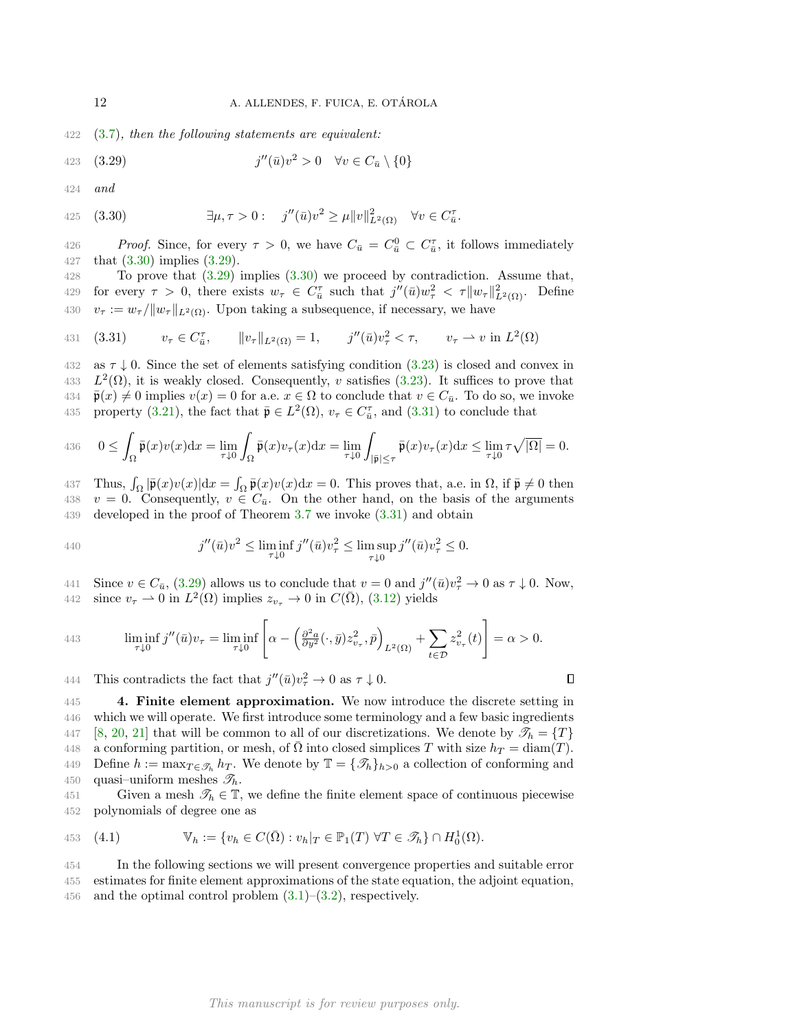(3.7), *then the following statements are equivalent:*

$$j''(\bar{u})v^2 > 0 \quad \forall v \in C_{\bar{u}} \setminus \{0\} \tag{3.29}$$

*and*

$$\exists \mu, \tau > 0 : \quad j''(\bar{u})v^2 \geq \mu \|v\|^2_{L^2(\Omega)} \quad \forall v \in C^\tau_{\bar{u}}. \tag{3.30}$$

*Proof.* Since, for every $\tau > 0$, we have $C_{\bar{u}} = C^0_{\bar{u}} \subset C^\tau_{\bar{u}}$, it follows immediately that (3.30) implies (3.29).

To prove that (3.29) implies (3.30) we proceed by contradiction. Assume that, for every $\tau > 0$, there exists $w_\tau \in C^\tau_{\bar{u}}$ such that $j''(\bar{u})w^2_\tau < \tau\|w_\tau\|^2_{L^2(\Omega)}$. Define $v_\tau := w_\tau/\|w_\tau\|_{L^2(\Omega)}$. Upon taking a subsequence, if necessary, we have

$$v_\tau \in C^\tau_{\bar{u}}, \qquad \|v_\tau\|_{L^2(\Omega)} = 1, \qquad j''(\bar{u})v^2_\tau < \tau, \qquad v_\tau \rightharpoonup v \text{ in } L^2(\Omega) \tag{3.31}$$

as $\tau \downarrow 0$. Since the set of elements satisfying condition (3.23) is closed and convex in $L^2(\Omega)$, it is weakly closed. Consequently, $v$ satisfies (3.23). It suffices to prove that $\bar{\mathfrak{p}}(x) \neq 0$ implies $v(x) = 0$ for a.e. $x \in \Omega$ to conclude that $v \in C_{\bar{u}}$. To do so, we invoke property (3.21), the fact that $\bar{\mathfrak{p}} \in L^2(\Omega)$, $v_\tau \in C^\tau_{\bar{u}}$, and (3.31) to conclude that

$$0 \leq \int_\Omega \bar{\mathfrak{p}}(x)v(x)\mathrm{d}x = \lim_{\tau\downarrow 0} \int_\Omega \bar{\mathfrak{p}}(x)v_\tau(x)\mathrm{d}x = \lim_{\tau\downarrow 0} \int_{|\bar{\mathfrak{p}}|\leq\tau} \bar{\mathfrak{p}}(x)v_\tau(x)\mathrm{d}x \leq \lim_{\tau\downarrow 0} \tau\sqrt{|\Omega|} = 0.$$

Thus, $\int_\Omega |\bar{\mathfrak{p}}(x)v(x)|\mathrm{d}x = \int_\Omega \bar{\mathfrak{p}}(x)v(x)\mathrm{d}x = 0$. This proves that, a.e. in $\Omega$, if $\bar{\mathfrak{p}} \neq 0$ then $v = 0$. Consequently, $v \in C_{\bar{u}}$. On the other hand, on the basis of the arguments developed in the proof of Theorem 3.7 we invoke (3.31) and obtain

$$j''(\bar{u})v^2 \leq \liminf_{\tau\downarrow 0} j''(\bar{u})v^2_\tau \leq \limsup_{\tau\downarrow 0} j''(\bar{u})v^2_\tau \leq 0.$$

Since $v \in C_{\bar{u}}$, (3.29) allows us to conclude that $v = 0$ and $j''(\bar{u})v^2_\tau \to 0$ as $\tau \downarrow 0$. Now, since $v_\tau \rightharpoonup 0$ in $L^2(\Omega)$ implies $z_{v_\tau} \to 0$ in $C(\bar{\Omega})$, (3.12) yields

$$\liminf_{\tau\downarrow 0} j''(\bar{u})v_\tau = \liminf_{\tau\downarrow 0} \left[\alpha - \left(\tfrac{\partial^2 a}{\partial y^2}(\cdot, \bar{y})z^2_{v_\tau}, \bar{p}\right)_{L^2(\Omega)} + \sum_{t\in\mathcal{D}} z^2_{v_\tau}(t)\right] = \alpha > 0.$$

This contradicts the fact that $j''(\bar{u})v^2_\tau \to 0$ as $\tau \downarrow 0$. ∎

## 4. Finite element approximation.

We now introduce the discrete setting in which we will operate. We first introduce some terminology and a few basic ingredients [8, 20, 21] that will be common to all of our discretizations. We denote by $\mathscr{T}_h = \{T\}$ a conforming partition, or mesh, of $\bar{\Omega}$ into closed simplices $T$ with size $h_T = \mathrm{diam}(T)$. Define $h := \max_{T\in\mathscr{T}_h} h_T$. We denote by $\mathbb{T} = \{\mathscr{T}_h\}_{h>0}$ a collection of conforming and quasi–uniform meshes $\mathscr{T}_h$.

Given a mesh $\mathscr{T}_h \in \mathbb{T}$, we define the finite element space of continuous piecewise polynomials of degree one as

$$\mathbb{V}_h := \{v_h \in C(\bar{\Omega}) : v_h|_T \in \mathbb{P}_1(T) \ \forall T \in \mathscr{T}_h\} \cap H^1_0(\Omega). \tag{4.1}$$

In the following sections we will present convergence properties and suitable error estimates for finite element approximations of the state equation, the adjoint equation, and the optimal control problem (3.1)–(3.2), respectively.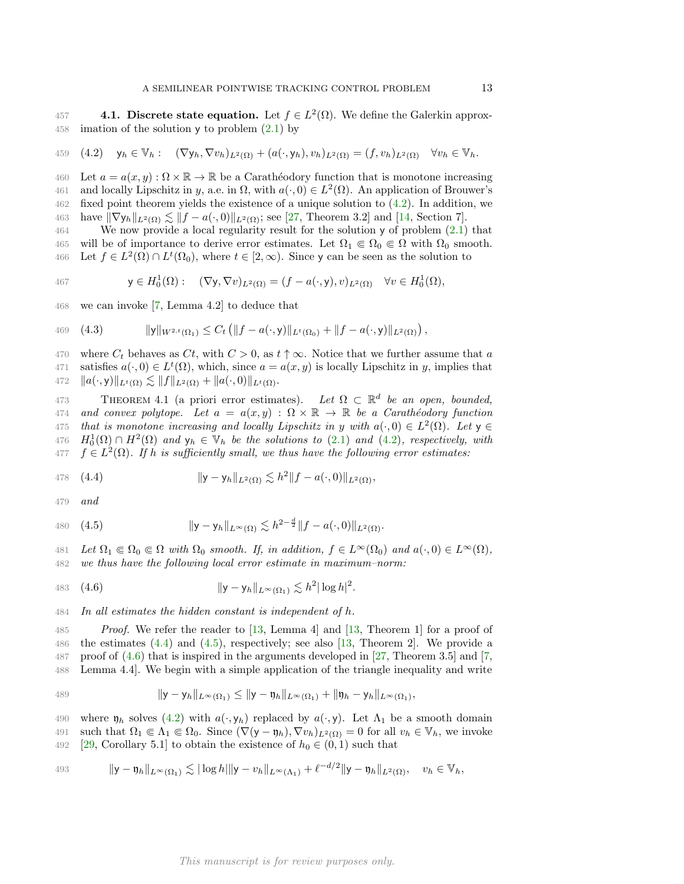**4.1. Discrete state equation.** Let $f \in L^2(\Omega)$. We define the Galerkin approximation of the solution $\mathsf{y}$ to problem (2.1) by

$$\mathsf{y}_h \in \mathbb{V}_h : \quad (\nabla \mathsf{y}_h, \nabla v_h)_{L^2(\Omega)} + (a(\cdot, \mathsf{y}_h), v_h)_{L^2(\Omega)} = (f, v_h)_{L^2(\Omega)} \quad \forall v_h \in \mathbb{V}_h. \tag{4.2}$$

Let $a = a(x, y) : \Omega \times \mathbb{R} \to \mathbb{R}$ be a Carathéodory function that is monotone increasing and locally Lipschitz in $y$, a.e. in $\Omega$, with $a(\cdot, 0) \in L^2(\Omega)$. An application of Brouwer's fixed point theorem yields the existence of a unique solution to (4.2). In addition, we have $\|\nabla \mathsf{y}_h\|_{L^2(\Omega)} \lesssim \|f - a(\cdot, 0)\|_{L^2(\Omega)}$; see [27, Theorem 3.2] and [14, Section 7].

We now provide a local regularity result for the solution $\mathsf{y}$ of problem (2.1) that will be of importance to derive error estimates. Let $\Omega_1 \Subset \Omega_0 \Subset \Omega$ with $\Omega_0$ smooth. Let $f \in L^2(\Omega) \cap L^t(\Omega_0)$, where $t \in [2, \infty)$. Since $\mathsf{y}$ can be seen as the solution to

$$\mathsf{y} \in H_0^1(\Omega) : \quad (\nabla \mathsf{y}, \nabla v)_{L^2(\Omega)} = (f - a(\cdot, \mathsf{y}), v)_{L^2(\Omega)} \quad \forall v \in H_0^1(\Omega),$$

we can invoke [7, Lemma 4.2] to deduce that

$$\|\mathsf{y}\|_{W^{2,t}(\Omega_1)} \leq C_t \left( \|f - a(\cdot, \mathsf{y})\|_{L^t(\Omega_0)} + \|f - a(\cdot, \mathsf{y})\|_{L^2(\Omega)} \right), \tag{4.3}$$

where $C_t$ behaves as $Ct$, with $C > 0$, as $t \uparrow \infty$. Notice that we further assume that $a$ satisfies $a(\cdot, 0) \in L^t(\Omega)$, which, since $a = a(x, y)$ is locally Lipschitz in $y$, implies that $\|a(\cdot, \mathsf{y})\|_{L^t(\Omega)} \lesssim \|f\|_{L^2(\Omega)} + \|a(\cdot, 0)\|_{L^t(\Omega)}$.

Theorem 4.1 (a priori error estimates). *Let $\Omega \subset \mathbb{R}^d$ be an open, bounded, and convex polytope. Let $a = a(x, y) : \Omega \times \mathbb{R} \to \mathbb{R}$ be a Carathéodory function that is monotone increasing and locally Lipschitz in $y$ with $a(\cdot, 0) \in L^2(\Omega)$. Let $\mathsf{y} \in H_0^1(\Omega) \cap H^2(\Omega)$ and $\mathsf{y}_h \in \mathbb{V}_h$ be the solutions to (2.1) and (4.2), respectively, with $f \in L^2(\Omega)$. If $h$ is sufficiently small, we thus have the following error estimates:*

$$\|\mathsf{y} - \mathsf{y}_h\|_{L^2(\Omega)} \lesssim h^2 \|f - a(\cdot, 0)\|_{L^2(\Omega)}, \tag{4.4}$$

*and*

$$\|\mathsf{y} - \mathsf{y}_h\|_{L^\infty(\Omega)} \lesssim h^{2 - \frac{d}{2}} \|f - a(\cdot, 0)\|_{L^2(\Omega)}. \tag{4.5}$$

*Let $\Omega_1 \Subset \Omega_0 \Subset \Omega$ with $\Omega_0$ smooth. If, in addition, $f \in L^\infty(\Omega_0)$ and $a(\cdot, 0) \in L^\infty(\Omega)$, we thus have the following local error estimate in maximum–norm:*

$$\|\mathsf{y} - \mathsf{y}_h\|_{L^\infty(\Omega_1)} \lesssim h^2 |\log h|^2. \tag{4.6}$$

*In all estimates the hidden constant is independent of $h$.*

*Proof.* We refer the reader to [13, Lemma 4] and [13, Theorem 1] for a proof of the estimates (4.4) and (4.5), respectively; see also [13, Theorem 2]. We provide a proof of (4.6) that is inspired in the arguments developed in [27, Theorem 3.5] and [7, Lemma 4.4]. We begin with a simple application of the triangle inequality and write

$$\|\mathsf{y} - \mathsf{y}_h\|_{L^\infty(\Omega_1)} \leq \|\mathsf{y} - \mathfrak{y}_h\|_{L^\infty(\Omega_1)} + \|\mathfrak{y}_h - \mathsf{y}_h\|_{L^\infty(\Omega_1)},$$

where $\mathfrak{y}_h$ solves (4.2) with $a(\cdot, \mathsf{y}_h)$ replaced by $a(\cdot, \mathsf{y})$. Let $\Lambda_1$ be a smooth domain such that $\Omega_1 \Subset \Lambda_1 \Subset \Omega_0$. Since $(\nabla(\mathsf{y} - \mathfrak{y}_h), \nabla v_h)_{L^2(\Omega)} = 0$ for all $v_h \in \mathbb{V}_h$, we invoke [29, Corollary 5.1] to obtain the existence of $h_0 \in (0, 1)$ such that

$$\|\mathsf{y} - \mathfrak{y}_h\|_{L^\infty(\Omega_1)} \lesssim |\log h| \|\mathsf{y} - v_h\|_{L^\infty(\Lambda_1)} + \ell^{-d/2} \|\mathsf{y} - \mathfrak{y}_h\|_{L^2(\Omega)}, \quad v_h \in \mathbb{V}_h,$$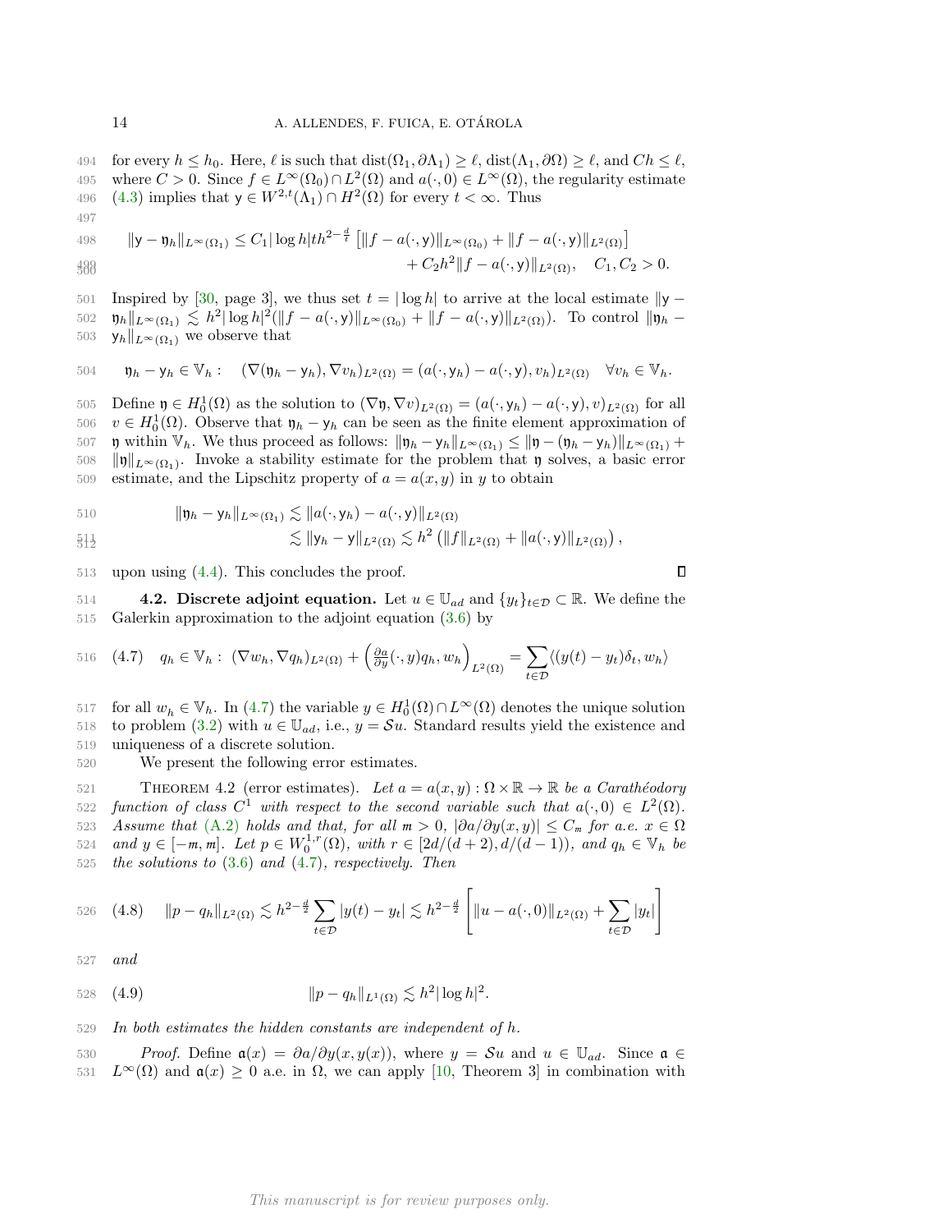for every $h \leq h_0$. Here, $\ell$ is such that $\operatorname{dist}(\Omega_1, \partial\Lambda_1) \geq \ell$, $\operatorname{dist}(\Lambda_1, \partial\Omega) \geq \ell$, and $Ch \leq \ell$, where $C > 0$. Since $f \in L^\infty(\Omega_0) \cap L^2(\Omega)$ and $a(\cdot, 0) \in L^\infty(\Omega)$, the regularity estimate (4.3) implies that $\mathsf{y} \in W^{2,t}(\Lambda_1) \cap H^2(\Omega)$ for every $t < \infty$. Thus

$$
\begin{aligned}
\|\mathsf{y} - \mathfrak{y}_h\|_{L^\infty(\Omega_1)} \leq C_1 |\log h| t h^{2-\frac{d}{t}} \left[ \|f - a(\cdot, \mathsf{y})\|_{L^\infty(\Omega_0)} + \|f - a(\cdot, \mathsf{y})\|_{L^2(\Omega)} \right] \\
+ C_2 h^2 \|f - a(\cdot, \mathsf{y})\|_{L^2(\Omega)}, \quad C_1, C_2 > 0.
\end{aligned}
$$

Inspired by [30, page 3], we thus set $t = |\log h|$ to arrive at the local estimate $\|\mathsf{y} - \mathfrak{y}_h\|_{L^\infty(\Omega_1)} \lesssim h^2 |\log h|^2 (\|f - a(\cdot, \mathsf{y})\|_{L^\infty(\Omega_0)} + \|f - a(\cdot, \mathsf{y})\|_{L^2(\Omega)})$. To control $\|\mathfrak{y}_h - \mathsf{y}_h\|_{L^\infty(\Omega_1)}$ we observe that

$$
\mathfrak{y}_h - \mathsf{y}_h \in \mathbb{V}_h : \quad (\nabla(\mathfrak{y}_h - \mathsf{y}_h), \nabla v_h)_{L^2(\Omega)} = (a(\cdot, \mathsf{y}_h) - a(\cdot, \mathsf{y}), v_h)_{L^2(\Omega)} \quad \forall v_h \in \mathbb{V}_h.
$$

Define $\mathfrak{y} \in H_0^1(\Omega)$ as the solution to $(\nabla \mathfrak{y}, \nabla v)_{L^2(\Omega)} = (a(\cdot, \mathsf{y}_h) - a(\cdot, \mathsf{y}), v)_{L^2(\Omega)}$ for all $v \in H_0^1(\Omega)$. Observe that $\mathfrak{y}_h - \mathsf{y}_h$ can be seen as the finite element approximation of $\mathfrak{y}$ within $\mathbb{V}_h$. We thus proceed as follows: $\|\mathfrak{y}_h - \mathsf{y}_h\|_{L^\infty(\Omega_1)} \leq \|\mathfrak{y} - (\mathfrak{y}_h - \mathsf{y}_h)\|_{L^\infty(\Omega_1)} + \|\mathfrak{y}\|_{L^\infty(\Omega_1)}$. Invoke a stability estimate for the problem that $\mathfrak{y}$ solves, a basic error estimate, and the Lipschitz property of $a = a(x, y)$ in $y$ to obtain

$$
\begin{aligned}
\|\mathfrak{y}_h - \mathsf{y}_h\|_{L^\infty(\Omega_1)} &\lesssim \|a(\cdot, \mathsf{y}_h) - a(\cdot, \mathsf{y})\|_{L^2(\Omega)} \\
&\lesssim \|\mathsf{y}_h - \mathsf{y}\|_{L^2(\Omega)} \lesssim h^2 \left( \|f\|_{L^2(\Omega)} + \|a(\cdot, \mathsf{y})\|_{L^2(\Omega)} \right),
\end{aligned}
$$

upon using (4.4). This concludes the proof. ∎

**4.2. Discrete adjoint equation.** Let $u \in \mathbb{U}_{ad}$ and $\{y_t\}_{t \in \mathcal{D}} \subset \mathbb{R}$. We define the Galerkin approximation to the adjoint equation (3.6) by

$$
(4.7) \quad q_h \in \mathbb{V}_h : \; (\nabla w_h, \nabla q_h)_{L^2(\Omega)} + \left( \tfrac{\partial a}{\partial y}(\cdot, y) q_h, w_h \right)_{L^2(\Omega)} = \sum_{t \in \mathcal{D}} \langle (y(t) - y_t)\delta_t, w_h \rangle
$$

for all $w_h \in \mathbb{V}_h$. In (4.7) the variable $y \in H_0^1(\Omega) \cap L^\infty(\Omega)$ denotes the unique solution to problem (3.2) with $u \in \mathbb{U}_{ad}$, i.e., $y = \mathcal{S}u$. Standard results yield the existence and uniqueness of a discrete solution.

We present the following error estimates.

THEOREM 4.2 (error estimates). *Let $a = a(x, y) : \Omega \times \mathbb{R} \to \mathbb{R}$ be a Carathéodory function of class $C^1$ with respect to the second variable such that $a(\cdot, 0) \in L^2(\Omega)$. Assume that (A.2) holds and that, for all $\mathfrak{m} > 0$, $|\partial a / \partial y(x, y)| \leq C_{\mathfrak{m}}$ for a.e. $x \in \Omega$ and $y \in [-\mathfrak{m}, \mathfrak{m}]$. Let $p \in W_0^{1,r}(\Omega)$, with $r \in [2d/(d+2), d/(d-1))$, and $q_h \in \mathbb{V}_h$ be the solutions to (3.6) and (4.7), respectively. Then*

$$
(4.8) \quad \|p - q_h\|_{L^2(\Omega)} \lesssim h^{2-\frac{d}{2}} \sum_{t \in \mathcal{D}} |y(t) - y_t| \lesssim h^{2-\frac{d}{2}} \left[ \|u - a(\cdot, 0)\|_{L^2(\Omega)} + \sum_{t \in \mathcal{D}} |y_t| \right]
$$

*and*

$$
(4.9) \qquad \|p - q_h\|_{L^1(\Omega)} \lesssim h^2 |\log h|^2.
$$

*In both estimates the hidden constants are independent of $h$.*

*Proof.* Define $\mathfrak{a}(x) = \partial a / \partial y(x, y(x))$, where $y = \mathcal{S}u$ and $u \in \mathbb{U}_{ad}$. Since $\mathfrak{a} \in L^\infty(\Omega)$ and $\mathfrak{a}(x) \geq 0$ a.e. in $\Omega$, we can apply [10, Theorem 3] in combination with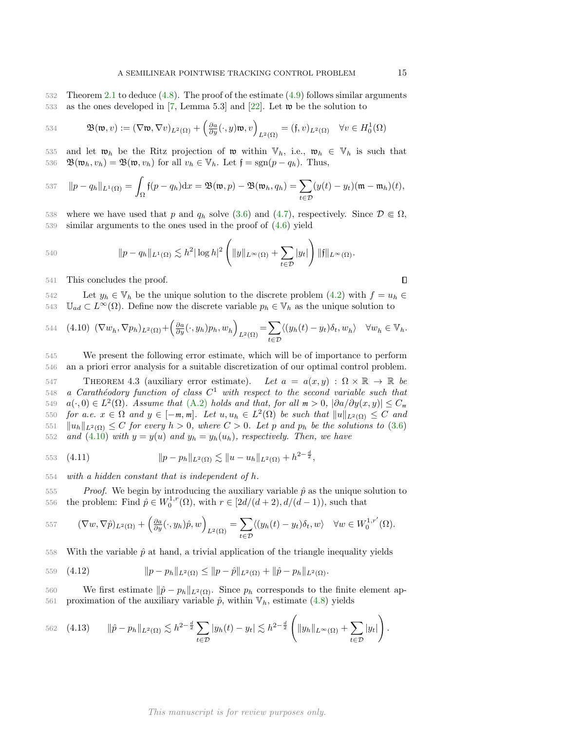Theorem 2.1 to deduce (4.8). The proof of the estimate (4.9) follows similar arguments as the ones developed in [7, Lemma 5.3] and [22]. Let $\mathfrak{w}$ be the solution to

$$\mathfrak{B}(\mathfrak{w}, v) := (\nabla \mathfrak{w}, \nabla v)_{L^2(\Omega)} + \left(\tfrac{\partial a}{\partial y}(\cdot, y)\mathfrak{w}, v\right)_{L^2(\Omega)} = (\mathfrak{f}, v)_{L^2(\Omega)} \quad \forall v \in H_0^1(\Omega)$$

and let $\mathfrak{w}_h$ be the Ritz projection of $\mathfrak{w}$ within $\mathbb{V}_h$, i.e., $\mathfrak{w}_h \in \mathbb{V}_h$ is such that $\mathfrak{B}(\mathfrak{w}_h, v_h) = \mathfrak{B}(\mathfrak{w}, v_h)$ for all $v_h \in \mathbb{V}_h$. Let $\mathfrak{f} = \operatorname{sgn}(p - q_h)$. Thus,

$$\|p - q_h\|_{L^1(\Omega)} = \int_\Omega \mathfrak{f}(p - q_h)\mathrm{d}x = \mathfrak{B}(\mathfrak{w}, p) - \mathfrak{B}(\mathfrak{w}_h, q_h) = \sum_{t \in \mathcal{D}} (y(t) - y_t)(\mathfrak{w} - \mathfrak{w}_h)(t),$$

where we have used that $p$ and $q_h$ solve (3.6) and (4.7), respectively. Since $\mathcal{D} \Subset \Omega$, similar arguments to the ones used in the proof of (4.6) yield

$$\|p - q_h\|_{L^1(\Omega)} \lesssim h^2 |\log h|^2 \left( \|y\|_{L^\infty(\Omega)} + \sum_{t \in \mathcal{D}} |y_t| \right) \|\mathfrak{f}\|_{L^\infty(\Omega)}.$$

This concludes the proof. $\square$

Let $y_h \in \mathbb{V}_h$ be the unique solution to the discrete problem (4.2) with $f = u_h \in \mathbb{U}_{ad} \subset L^\infty(\Omega)$. Define now the discrete variable $p_h \in \mathbb{V}_h$ as the unique solution to

$$(4.10)\quad (\nabla w_h, \nabla p_h)_{L^2(\Omega)} + \left(\tfrac{\partial a}{\partial y}(\cdot, y_h) p_h, w_h\right)_{L^2(\Omega)} = \sum_{t \in \mathcal{D}} \langle (y_h(t) - y_t)\delta_t, w_h \rangle \quad \forall w_h \in \mathbb{V}_h.$$

We present the following error estimate, which will be of importance to perform an a priori error analysis for a suitable discretization of our optimal control problem.

Theorem 4.3 (auxiliary error estimate). *Let $a = a(x, y) : \Omega \times \mathbb{R} \to \mathbb{R}$ be a Carathéodory function of class $C^1$ with respect to the second variable such that $a(\cdot, 0) \in L^2(\Omega)$. Assume that (A.2) holds and that, for all $\mathfrak{m} > 0$, $|\partial a/\partial y(x, y)| \leq C_\mathfrak{m}$ for a.e. $x \in \Omega$ and $y \in [-\mathfrak{m}, \mathfrak{m}]$. Let $u, u_h \in L^2(\Omega)$ be such that $\|u\|_{L^2(\Omega)} \leq C$ and $\|u_h\|_{L^2(\Omega)} \leq C$ for every $h > 0$, where $C > 0$. Let $p$ and $p_h$ be the solutions to (3.6) and (4.10) with $y = y(u)$ and $y_h = y_h(u_h)$, respectively. Then, we have*

$$(4.11)\qquad \|p - p_h\|_{L^2(\Omega)} \lesssim \|u - u_h\|_{L^2(\Omega)} + h^{2 - \frac{d}{2}},$$

*with a hidden constant that is independent of $h$.*

*Proof.* We begin by introducing the auxiliary variable $\hat{p}$ as the unique solution to the problem: Find $\hat{p} \in W_0^{1,r}(\Omega)$, with $r \in [2d/(d+2), d/(d-1))$, such that

$$(\nabla w, \nabla \hat{p})_{L^2(\Omega)} + \left(\tfrac{\partial a}{\partial y}(\cdot, y_h)\hat{p}, w\right)_{L^2(\Omega)} = \sum_{t \in \mathcal{D}} \langle (y_h(t) - y_t)\delta_t, w \rangle \quad \forall w \in W_0^{1,r'}(\Omega).$$

With the variable $\hat{p}$ at hand, a trivial application of the triangle inequality yields

$$(4.12)\qquad \|p - p_h\|_{L^2(\Omega)} \leq \|p - \hat{p}\|_{L^2(\Omega)} + \|\hat{p} - p_h\|_{L^2(\Omega)}.$$

We first estimate $\|\hat{p} - p_h\|_{L^2(\Omega)}$. Since $p_h$ corresponds to the finite element approximation of the auxiliary variable $\hat{p}$, within $\mathbb{V}_h$, estimate (4.8) yields

$$(4.13)\qquad \|\hat{p} - p_h\|_{L^2(\Omega)} \lesssim h^{2 - \frac{d}{2}} \sum_{t \in \mathcal{D}} |y_h(t) - y_t| \lesssim h^{2 - \frac{d}{2}} \left( \|y_h\|_{L^\infty(\Omega)} + \sum_{t \in \mathcal{D}} |y_t| \right).$$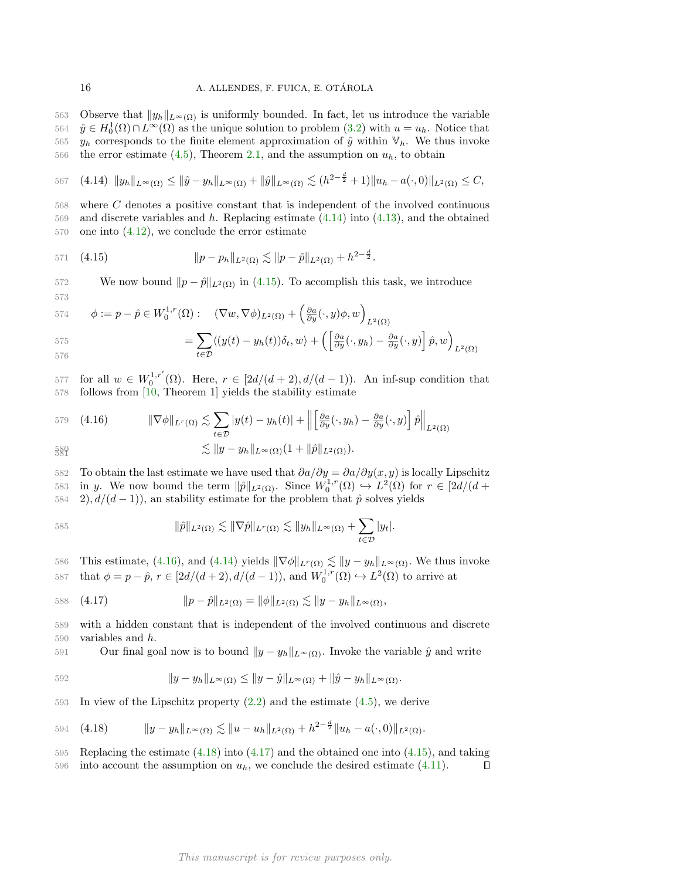Observe that $\|y_h\|_{L^\infty(\Omega)}$ is uniformly bounded. In fact, let us introduce the variable $\hat{y} \in H_0^1(\Omega) \cap L^\infty(\Omega)$ as the unique solution to problem (3.2) with $u = u_h$. Notice that $y_h$ corresponds to the finite element approximation of $\hat{y}$ within $\mathbb{V}_h$. We thus invoke the error estimate (4.5), Theorem 2.1, and the assumption on $u_h$, to obtain

$$
(4.14)\quad \|y_h\|_{L^\infty(\Omega)} \leq \|\hat{y} - y_h\|_{L^\infty(\Omega)} + \|\hat{y}\|_{L^\infty(\Omega)} \lesssim (h^{2-\frac{d}{2}} + 1)\|u_h - a(\cdot, 0)\|_{L^2(\Omega)} \leq C,
$$

where $C$ denotes a positive constant that is independent of the involved continuous and discrete variables and $h$. Replacing estimate (4.14) into (4.13), and the obtained one into (4.12), we conclude the error estimate

$$
(4.15) \qquad \|p - p_h\|_{L^2(\Omega)} \lesssim \|p - \hat{p}\|_{L^2(\Omega)} + h^{2-\frac{d}{2}}.
$$

We now bound $\|p - \hat{p}\|_{L^2(\Omega)}$ in (4.15). To accomplish this task, we introduce

$$
\begin{aligned}
\phi := p - \hat{p} \in W_0^{1,r}(\Omega): \quad & (\nabla w, \nabla \phi)_{L^2(\Omega)} + \left( \tfrac{\partial a}{\partial y}(\cdot, y)\phi, w \right)_{L^2(\Omega)} \\
& = \sum_{t \in \mathcal{D}} \langle (y(t) - y_h(t))\delta_t, w \rangle + \left( \left[ \tfrac{\partial a}{\partial y}(\cdot, y_h) - \tfrac{\partial a}{\partial y}(\cdot, y) \right] \hat{p}, w \right)_{L^2(\Omega)}
\end{aligned}
$$

for all $w \in W_0^{1,r'}(\Omega)$. Here, $r \in [2d/(d+2), d/(d-1))$. An inf-sup condition that follows from [10, Theorem 1] yields the stability estimate

$$
\begin{aligned}
(4.16) \qquad \|\nabla \phi\|_{L^r(\Omega)} & \lesssim \sum_{t \in \mathcal{D}} |y(t) - y_h(t)| + \left\| \left[ \tfrac{\partial a}{\partial y}(\cdot, y_h) - \tfrac{\partial a}{\partial y}(\cdot, y) \right] \hat{p} \right\|_{L^2(\Omega)} \\
& \lesssim \|y - y_h\|_{L^\infty(\Omega)} (1 + \|\hat{p}\|_{L^2(\Omega)}).
\end{aligned}
$$

To obtain the last estimate we have used that $\partial a / \partial y = \partial a / \partial y(x, y)$ is locally Lipschitz in $y$. We now bound the term $\|\hat{p}\|_{L^2(\Omega)}$. Since $W_0^{1,r}(\Omega) \hookrightarrow L^2(\Omega)$ for $r \in [2d/(d+2), d/(d-1))$, an stability estimate for the problem that $\hat{p}$ solves yields

$$
\|\hat{p}\|_{L^2(\Omega)} \lesssim \|\nabla \hat{p}\|_{L^r(\Omega)} \lesssim \|y_h\|_{L^\infty(\Omega)} + \sum_{t \in \mathcal{D}} |y_t|.
$$

This estimate, (4.16), and (4.14) yields $\|\nabla \phi\|_{L^r(\Omega)} \lesssim \|y - y_h\|_{L^\infty(\Omega)}$. We thus invoke that $\phi = p - \hat{p}$, $r \in [2d/(d+2), d/(d-1))$, and $W_0^{1,r}(\Omega) \hookrightarrow L^2(\Omega)$ to arrive at

$$
(4.17) \qquad \|p - \hat{p}\|_{L^2(\Omega)} = \|\phi\|_{L^2(\Omega)} \lesssim \|y - y_h\|_{L^\infty(\Omega)},
$$

with a hidden constant that is independent of the involved continuous and discrete variables and $h$.

Our final goal now is to bound $\|y - y_h\|_{L^\infty(\Omega)}$. Invoke the variable $\hat{y}$ and write

$$
\|y - y_h\|_{L^\infty(\Omega)} \leq \|y - \hat{y}\|_{L^\infty(\Omega)} + \|\hat{y} - y_h\|_{L^\infty(\Omega)}.
$$

In view of the Lipschitz property (2.2) and the estimate (4.5), we derive

$$
(4.18) \qquad \|y - y_h\|_{L^\infty(\Omega)} \lesssim \|u - u_h\|_{L^2(\Omega)} + h^{2-\frac{d}{2}} \|u_h - a(\cdot, 0)\|_{L^2(\Omega)}.
$$

Replacing the estimate (4.18) into (4.17) and the obtained one into (4.15), and taking into account the assumption on $u_h$, we conclude the desired estimate (4.11). ∎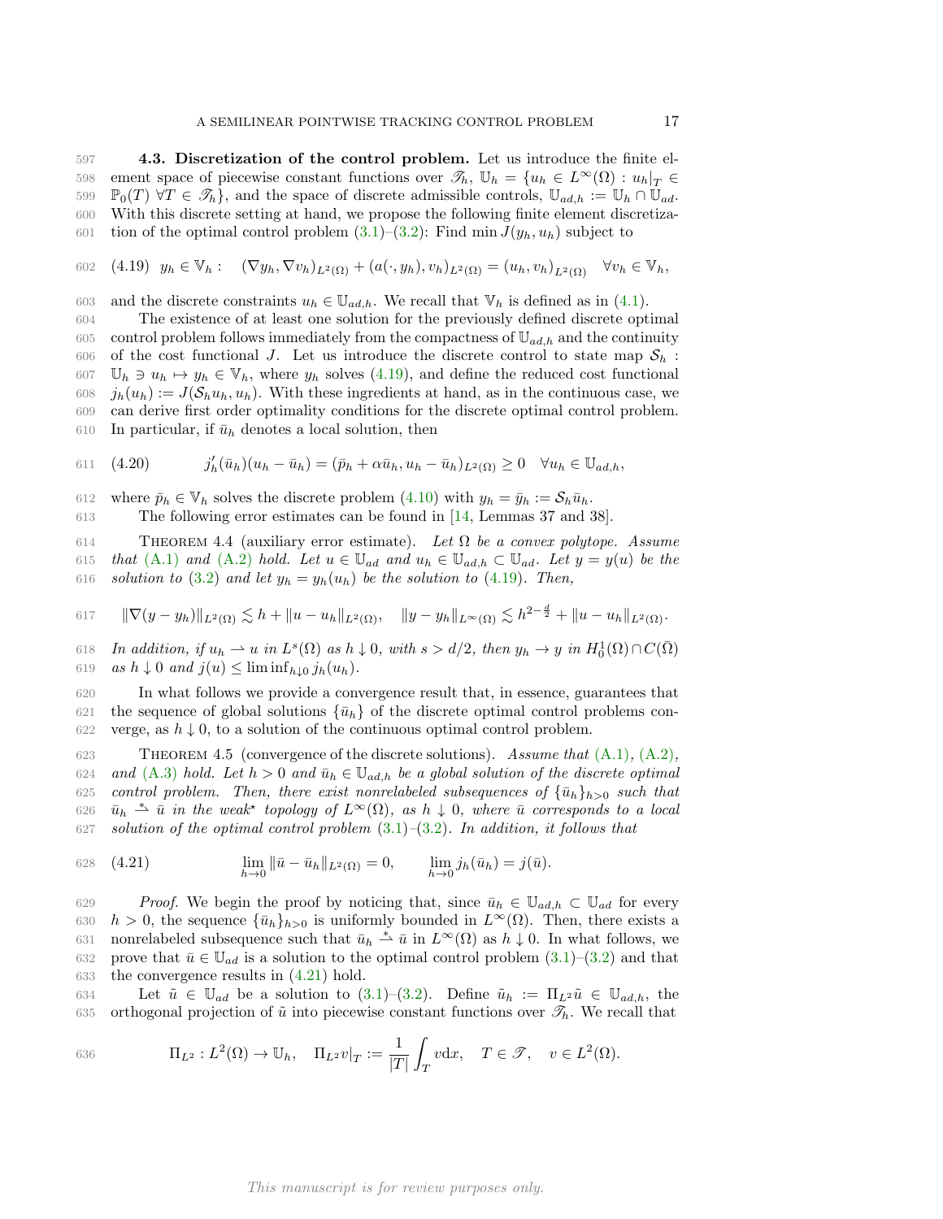**4.3. Discretization of the control problem.** Let us introduce the finite element space of piecewise constant functions over $\mathscr{T}_h$, $\mathbb{U}_h = \{u_h \in L^\infty(\Omega) : u_h|_T \in \mathbb{P}_0(T)\ \forall T \in \mathscr{T}_h\}$, and the space of discrete admissible controls, $\mathbb{U}_{ad,h} := \mathbb{U}_h \cap \mathbb{U}_{ad}$. With this discrete setting at hand, we propose the following finite element discretization of the optimal control problem (3.1)–(3.2): Find $\min J(y_h, u_h)$ subject to

$$
\text{(4.19)} \quad y_h \in \mathbb{V}_h : \quad (\nabla y_h, \nabla v_h)_{L^2(\Omega)} + (a(\cdot, y_h), v_h)_{L^2(\Omega)} = (u_h, v_h)_{L^2(\Omega)} \quad \forall v_h \in \mathbb{V}_h,
$$

and the discrete constraints $u_h \in \mathbb{U}_{ad,h}$. We recall that $\mathbb{V}_h$ is defined as in (4.1).

The existence of at least one solution for the previously defined discrete optimal control problem follows immediately from the compactness of $\mathbb{U}_{ad,h}$ and the continuity of the cost functional $J$. Let us introduce the discrete control to state map $\mathcal{S}_h : \mathbb{U}_h \ni u_h \mapsto y_h \in \mathbb{V}_h$, where $y_h$ solves (4.19), and define the reduced cost functional $j_h(u_h) := J(\mathcal{S}_h u_h, u_h)$. With these ingredients at hand, as in the continuous case, we can derive first order optimality conditions for the discrete optimal control problem. In particular, if $\bar{u}_h$ denotes a local solution, then

$$
\text{(4.20)} \qquad j_h'(\bar{u}_h)(u_h - \bar{u}_h) = (\bar{p}_h + \alpha \bar{u}_h, u_h - \bar{u}_h)_{L^2(\Omega)} \geq 0 \quad \forall u_h \in \mathbb{U}_{ad,h},
$$

where $\bar{p}_h \in \mathbb{V}_h$ solves the discrete problem (4.10) with $y_h = \bar{y}_h := \mathcal{S}_h \bar{u}_h$.

The following error estimates can be found in [14, Lemmas 37 and 38].

Theorem 4.4 (auxiliary error estimate). *Let $\Omega$ be a convex polytope. Assume that (A.1) and (A.2) hold. Let $u \in \mathbb{U}_{ad}$ and $u_h \in \mathbb{U}_{ad,h} \subset \mathbb{U}_{ad}$. Let $y = y(u)$ be the solution to (3.2) and let $y_h = y_h(u_h)$ be the solution to (4.19). Then,*

$$
\|\nabla(y - y_h)\|_{L^2(\Omega)} \lesssim h + \|u - u_h\|_{L^2(\Omega)}, \quad \|y - y_h\|_{L^\infty(\Omega)} \lesssim h^{2-\frac{d}{2}} + \|u - u_h\|_{L^2(\Omega)}.
$$

*In addition, if $u_h \rightharpoonup u$ in $L^s(\Omega)$ as $h \downarrow 0$, with $s > d/2$, then $y_h \to y$ in $H_0^1(\Omega) \cap C(\bar{\Omega})$ as $h \downarrow 0$ and $j(u) \leq \liminf_{h \downarrow 0} j_h(u_h)$.*

In what follows we provide a convergence result that, in essence, guarantees that the sequence of global solutions $\{\bar{u}_h\}$ of the discrete optimal control problems converge, as $h \downarrow 0$, to a solution of the continuous optimal control problem.

Theorem 4.5 (convergence of the discrete solutions). *Assume that (A.1), (A.2), and (A.3) hold. Let $h > 0$ and $\bar{u}_h \in \mathbb{U}_{ad,h}$ be a global solution of the discrete optimal control problem. Then, there exist nonrelabeled subsequences of $\{\bar{u}_h\}_{h>0}$ such that $\bar{u}_h \overset{*}{\rightharpoonup} \bar{u}$ in the weak$^\star$ topology of $L^\infty(\Omega)$, as $h \downarrow 0$, where $\bar{u}$ corresponds to a local solution of the optimal control problem (3.1)–(3.2). In addition, it follows that*

$$
\text{(4.21)} \qquad \lim_{h \to 0} \|\bar{u} - \bar{u}_h\|_{L^2(\Omega)} = 0, \qquad \lim_{h \to 0} j_h(\bar{u}_h) = j(\bar{u}).
$$

*Proof.* We begin the proof by noticing that, since $\bar{u}_h \in \mathbb{U}_{ad,h} \subset \mathbb{U}_{ad}$ for every $h > 0$, the sequence $\{\bar{u}_h\}_{h>0}$ is uniformly bounded in $L^\infty(\Omega)$. Then, there exists a nonrelabeled subsequence such that $\bar{u}_h \overset{*}{\rightharpoonup} \bar{u}$ in $L^\infty(\Omega)$ as $h \downarrow 0$. In what follows, we prove that $\bar{u} \in \mathbb{U}_{ad}$ is a solution to the optimal control problem (3.1)–(3.2) and that the convergence results in (4.21) hold.

Let $\tilde{u} \in \mathbb{U}_{ad}$ be a solution to (3.1)–(3.2). Define $\tilde{u}_h := \Pi_{L^2} \tilde{u} \in \mathbb{U}_{ad,h}$, the orthogonal projection of $\tilde{u}$ into piecewise constant functions over $\mathscr{T}_h$. We recall that

$$
\Pi_{L^2} : L^2(\Omega) \to \mathbb{U}_h, \quad \Pi_{L^2} v|_T := \frac{1}{|T|} \int_T v \mathrm{d}x, \quad T \in \mathscr{T}, \quad v \in L^2(\Omega).
$$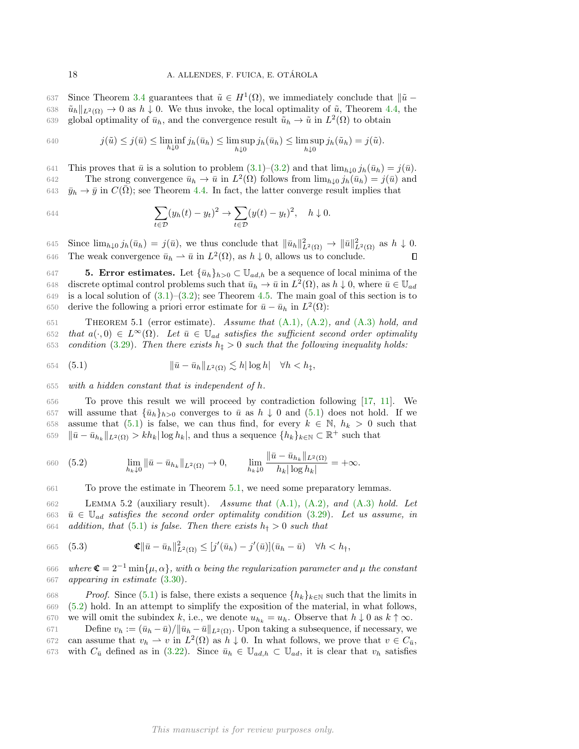Since Theorem 3.4 guarantees that $\tilde{u} \in H^1(\Omega)$, we immediately conclude that $\|\tilde{u} - \tilde{u}_h\|_{L^2(\Omega)} \to 0$ as $h \downarrow 0$. We thus invoke, the local optimality of $\tilde{u}$, Theorem 4.4, the global optimality of $\bar{u}_h$, and the convergence result $\tilde{u}_h \to \tilde{u}$ in $L^2(\Omega)$ to obtain

$$j(\tilde{u}) \le j(\bar{u}) \le \liminf_{h\downarrow 0} j_h(\bar{u}_h) \le \limsup_{h\downarrow 0} j_h(\bar{u}_h) \le \limsup_{h\downarrow 0} j_h(\tilde{u}_h) = j(\tilde{u}).$$

This proves that $\bar{u}$ is a solution to problem (3.1)–(3.2) and that $\lim_{h\downarrow 0} j_h(\bar{u}_h) = j(\bar{u})$.

The strong convergence $\bar{u}_h \to \bar{u}$ in $L^2(\Omega)$ follows from $\lim_{h\downarrow 0} j_h(\bar{u}_h) = j(\bar{u})$ and $\bar{y}_h \to \bar{y}$ in $C(\bar{\Omega})$; see Theorem 4.4. In fact, the latter converge result implies that

$$\sum_{t\in\mathcal{D}} (y_h(t) - y_t)^2 \to \sum_{t\in\mathcal{D}} (y(t) - y_t)^2, \quad h \downarrow 0.$$

Since $\lim_{h\downarrow 0} j_h(\bar{u}_h) = j(\bar{u})$, we thus conclude that $\|\bar{u}_h\|^2_{L^2(\Omega)} \to \|\bar{u}\|^2_{L^2(\Omega)}$ as $h \downarrow 0$. The weak convergence $\bar{u}_h \rightharpoonup \bar{u}$ in $L^2(\Omega)$, as $h \downarrow 0$, allows us to conclude. $\square$

**5. Error estimates.** Let $\{\bar{u}_h\}_{h>0} \subset \mathbb{U}_{ad,h}$ be a sequence of local minima of the discrete optimal control problems such that $\bar{u}_h \to \bar{u}$ in $L^2(\Omega)$, as $h \downarrow 0$, where $\bar{u} \in \mathbb{U}_{ad}$ is a local solution of (3.1)–(3.2); see Theorem 4.5. The main goal of this section is to derive the following a priori error estimate for $\bar{u} - \bar{u}_h$ in $L^2(\Omega)$:

Theorem 5.1 (error estimate). *Assume that (A.1), (A.2), and (A.3) hold, and that $a(\cdot, 0) \in L^\infty(\Omega)$. Let $\bar{u} \in \mathbb{U}_{ad}$ satisfies the sufficient second order optimality condition (3.29). Then there exists $h_\ddagger > 0$ such that the following inequality holds:*

$$\|\bar{u} - \bar{u}_h\|_{L^2(\Omega)} \lesssim h|\log h| \quad \forall h < h_\ddagger, \tag{5.1}$$

*with a hidden constant that is independent of $h$.*

To prove this result we will proceed by contradiction following [17, 11]. We will assume that $\{\bar{u}_h\}_{h>0}$ converges to $\bar{u}$ as $h \downarrow 0$ and (5.1) does not hold. If we assume that (5.1) is false, we can thus find, for every $k \in \mathbb{N}$, $h_k > 0$ such that $\|\bar{u} - \bar{u}_{h_k}\|_{L^2(\Omega)} > kh_k|\log h_k|$, and thus a sequence $\{h_k\}_{k\in\mathbb{N}} \subset \mathbb{R}^+$ such that

$$\lim_{h_k\downarrow 0} \|\bar{u} - \bar{u}_{h_k}\|_{L^2(\Omega)} \to 0, \qquad \lim_{h_k\downarrow 0} \frac{\|\bar{u} - \bar{u}_{h_k}\|_{L^2(\Omega)}}{h_k|\log h_k|} = +\infty. \tag{5.2}$$

To prove the estimate in Theorem 5.1, we need some preparatory lemmas.

Lemma 5.2 (auxiliary result). *Assume that (A.1), (A.2), and (A.3) hold. Let $\bar{u} \in \mathbb{U}_{ad}$ satisfies the second order optimality condition (3.29). Let us assume, in addition, that (5.1) is false. Then there exists $h_\dagger > 0$ such that*

$$\mathfrak{C}\|\bar{u} - \bar{u}_h\|^2_{L^2(\Omega)} \le [j'(\bar{u}_h) - j'(\bar{u})](\bar{u}_h - \bar{u}) \quad \forall h < h_\dagger, \tag{5.3}$$

*where $\mathfrak{C} = 2^{-1}\min\{\mu, \alpha\}$, with $\alpha$ being the regularization parameter and $\mu$ the constant appearing in estimate (3.30).*

*Proof.* Since (5.1) is false, there exists a sequence $\{h_k\}_{k\in\mathbb{N}}$ such that the limits in (5.2) hold. In an attempt to simplify the exposition of the material, in what follows, we will omit the subindex $k$, i.e., we denote $u_{h_k} = u_h$. Observe that $h \downarrow 0$ as $k \uparrow \infty$.

Define $v_h := (\bar{u}_h - \bar{u})/\|\bar{u}_h - \bar{u}\|_{L^2(\Omega)}$. Upon taking a subsequence, if necessary, we can assume that $v_h \rightharpoonup v$ in $L^2(\Omega)$ as $h \downarrow 0$. In what follows, we prove that $v \in C_{\bar{u}}$, with $C_{\bar{u}}$ defined as in (3.22). Since $\bar{u}_h \in \mathbb{U}_{ad,h} \subset \mathbb{U}_{ad}$, it is clear that $v_h$ satisfies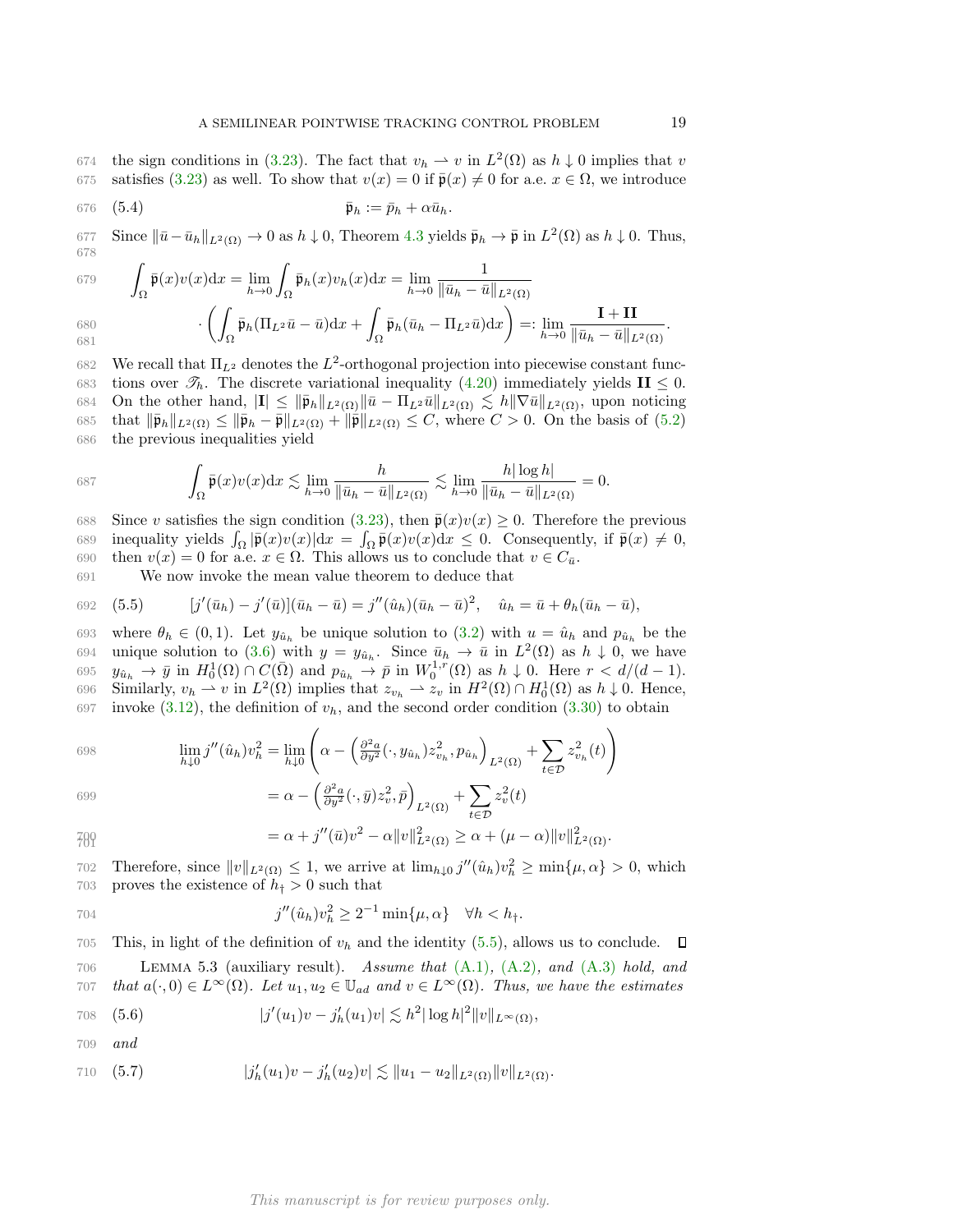the sign conditions in (3.23). The fact that $v_h \rightharpoonup v$ in $L^2(\Omega)$ as $h \downarrow 0$ implies that $v$ satisfies (3.23) as well. To show that $v(x) = 0$ if $\bar{\mathfrak{p}}(x) \neq 0$ for a.e. $x \in \Omega$, we introduce

$$\bar{\mathfrak{p}}_h := \bar{p}_h + \alpha \bar{u}_h. \tag{5.4}$$

Since $\|\bar{u} - \bar{u}_h\|_{L^2(\Omega)} \to 0$ as $h \downarrow 0$, Theorem 4.3 yields $\bar{\mathfrak{p}}_h \to \bar{\mathfrak{p}}$ in $L^2(\Omega)$ as $h \downarrow 0$. Thus,

$$\int_\Omega \bar{\mathfrak{p}}(x) v(x) \mathrm{d}x = \lim_{h \to 0} \int_\Omega \bar{\mathfrak{p}}_h(x) v_h(x) \mathrm{d}x = \lim_{h \to 0} \frac{1}{\|\bar{u}_h - \bar{u}\|_{L^2(\Omega)}}$$
$$\cdot \left( \int_\Omega \bar{\mathfrak{p}}_h (\Pi_{L^2} \bar{u} - \bar{u}) \mathrm{d}x + \int_\Omega \bar{\mathfrak{p}}_h (\bar{u}_h - \Pi_{L^2} \bar{u}) \mathrm{d}x \right) =: \lim_{h \to 0} \frac{\mathbf{I} + \mathbf{II}}{\|\bar{u}_h - \bar{u}\|_{L^2(\Omega)}}.$$

We recall that $\Pi_{L^2}$ denotes the $L^2$-orthogonal projection into piecewise constant functions over $\mathscr{T}_h$. The discrete variational inequality (4.20) immediately yields $\mathbf{II} \leq 0$. On the other hand, $|\mathbf{I}| \leq \|\bar{\mathfrak{p}}_h\|_{L^2(\Omega)} \|\bar{u} - \Pi_{L^2} \bar{u}\|_{L^2(\Omega)} \lesssim h \|\nabla \bar{u}\|_{L^2(\Omega)}$, upon noticing that $\|\bar{\mathfrak{p}}_h\|_{L^2(\Omega)} \leq \|\bar{\mathfrak{p}}_h - \bar{\mathfrak{p}}\|_{L^2(\Omega)} + \|\bar{\mathfrak{p}}\|_{L^2(\Omega)} \leq C$, where $C > 0$. On the basis of (5.2) the previous inequalities yield

$$\int_\Omega \bar{\mathfrak{p}}(x) v(x) \mathrm{d}x \lesssim \lim_{h \to 0} \frac{h}{\|\bar{u}_h - \bar{u}\|_{L^2(\Omega)}} \lesssim \lim_{h \to 0} \frac{h |\log h|}{\|\bar{u}_h - \bar{u}\|_{L^2(\Omega)}} = 0.$$

Since $v$ satisfies the sign condition (3.23), then $\bar{\mathfrak{p}}(x) v(x) \geq 0$. Therefore the previous inequality yields $\int_\Omega |\bar{\mathfrak{p}}(x) v(x)| \mathrm{d}x = \int_\Omega \bar{\mathfrak{p}}(x) v(x) \mathrm{d}x \leq 0$. Consequently, if $\bar{\mathfrak{p}}(x) \neq 0$, then $v(x) = 0$ for a.e. $x \in \Omega$. This allows us to conclude that $v \in C_{\bar{u}}$.

We now invoke the mean value theorem to deduce that

$$[j'(\bar{u}_h) - j'(\bar{u})](\bar{u}_h - \bar{u}) = j''(\hat{u}_h)(\bar{u}_h - \bar{u})^2, \quad \hat{u}_h = \bar{u} + \theta_h (\bar{u}_h - \bar{u}), \tag{5.5}$$

where $\theta_h \in (0,1)$. Let $y_{\hat{u}_h}$ be unique solution to (3.2) with $u = \hat{u}_h$ and $p_{\hat{u}_h}$ be the unique solution to (3.6) with $y = y_{\hat{u}_h}$. Since $\bar{u}_h \to \bar{u}$ in $L^2(\Omega)$ as $h \downarrow 0$, we have $y_{\hat{u}_h} \to \bar{y}$ in $H_0^1(\Omega) \cap C(\bar{\Omega})$ and $p_{\hat{u}_h} \to \bar{p}$ in $W_0^{1,r}(\Omega)$ as $h \downarrow 0$. Here $r < d/(d-1)$. Similarly, $v_h \rightharpoonup v$ in $L^2(\Omega)$ implies that $z_{v_h} \rightharpoonup z_v$ in $H^2(\Omega) \cap H_0^1(\Omega)$ as $h \downarrow 0$. Hence, invoke (3.12), the definition of $v_h$, and the second order condition (3.30) to obtain

$$\lim_{h \downarrow 0} j''(\hat{u}_h) v_h^2 = \lim_{h \downarrow 0} \left( \alpha - \left( \tfrac{\partial^2 a}{\partial y^2}(\cdot, y_{\hat{u}_h}) z_{v_h}^2, p_{\hat{u}_h} \right)_{L^2(\Omega)} + \sum_{t \in \mathcal{D}} z_{v_h}^2(t) \right)$$
$$= \alpha - \left( \tfrac{\partial^2 a}{\partial y^2}(\cdot, \bar{y}) z_v^2, \bar{p} \right)_{L^2(\Omega)} + \sum_{t \in \mathcal{D}} z_v^2(t)$$
$$= \alpha + j''(\bar{u}) v^2 - \alpha \|v\|_{L^2(\Omega)}^2 \geq \alpha + (\mu - \alpha) \|v\|_{L^2(\Omega)}^2.$$

Therefore, since $\|v\|_{L^2(\Omega)} \leq 1$, we arrive at $\lim_{h \downarrow 0} j''(\hat{u}_h) v_h^2 \geq \min\{\mu, \alpha\} > 0$, which proves the existence of $h_\dagger > 0$ such that

$$j''(\hat{u}_h) v_h^2 \geq 2^{-1} \min\{\mu, \alpha\} \quad \forall h < h_\dagger.$$

This, in light of the definition of $v_h$ and the identity (5.5), allows us to conclude. $\square$

Lemma 5.3 (auxiliary result). *Assume that (A.1), (A.2), and (A.3) hold, and that $a(\cdot, 0) \in L^\infty(\Omega)$. Let $u_1, u_2 \in \mathbb{U}_{ad}$ and $v \in L^\infty(\Omega)$. Thus, we have the estimates*

$$|j'(u_1) v - j_h'(u_1) v| \lesssim h^2 |\log h|^2 \|v\|_{L^\infty(\Omega)}, \tag{5.6}$$

*and*

$$|j_h'(u_1) v - j_h'(u_2) v| \lesssim \|u_1 - u_2\|_{L^2(\Omega)} \|v\|_{L^2(\Omega)}. \tag{5.7}$$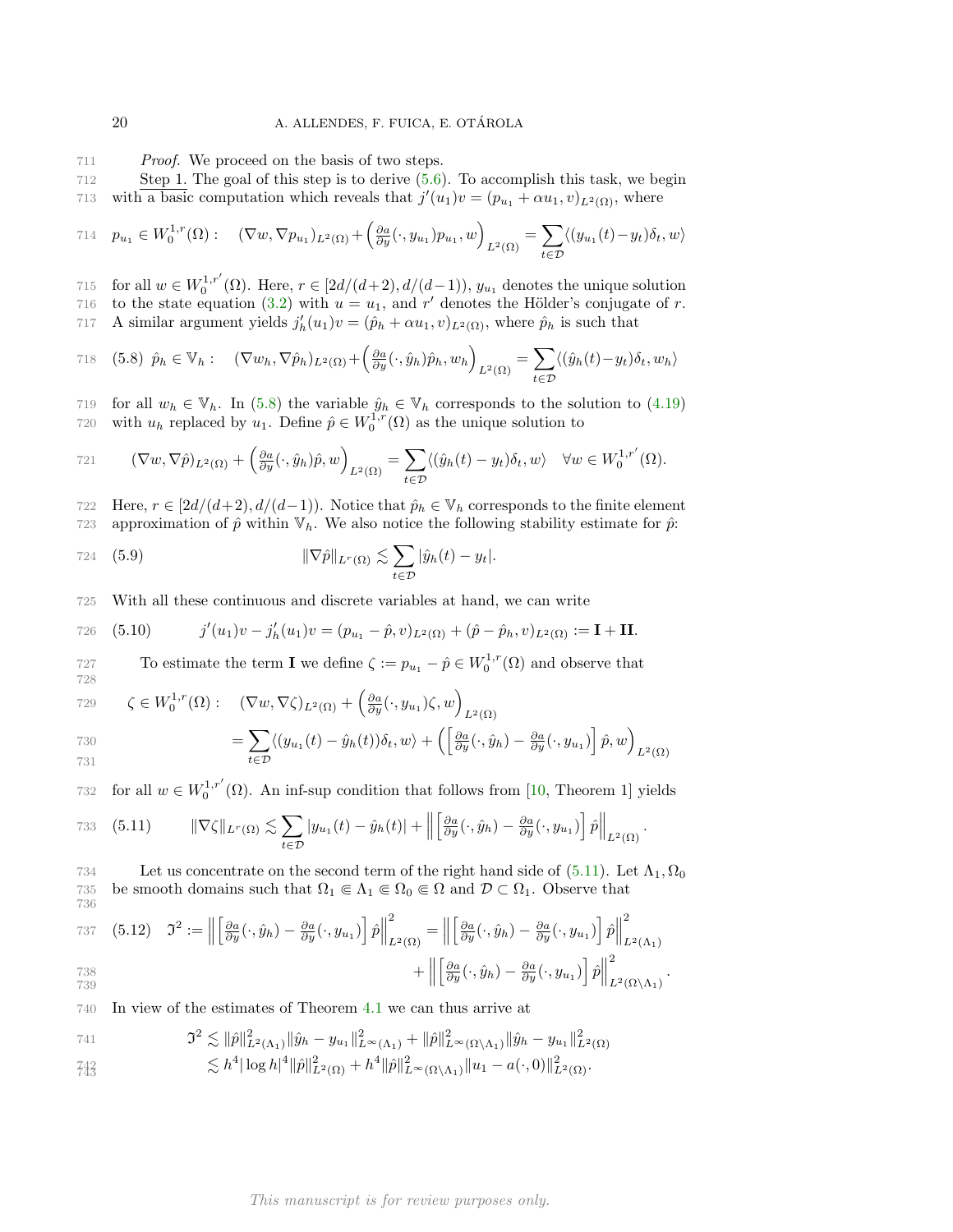*Proof.* We proceed on the basis of two steps.

Step 1. The goal of this step is to derive (5.6). To accomplish this task, we begin with a basic computation which reveals that $j'(u_1)v = (p_{u_1} + \alpha u_1, v)_{L^2(\Omega)}$, where

$$p_{u_1} \in W_0^{1,r}(\Omega): \quad (\nabla w, \nabla p_{u_1})_{L^2(\Omega)} + \left(\tfrac{\partial a}{\partial y}(\cdot, y_{u_1}) p_{u_1}, w\right)_{L^2(\Omega)} = \sum_{t \in \mathcal{D}} \langle (y_{u_1}(t) - y_t)\delta_t, w\rangle$$

for all $w \in W_0^{1,r'}(\Omega)$. Here, $r \in [2d/(d+2), d/(d-1))$, $y_{u_1}$ denotes the unique solution to the state equation (3.2) with $u = u_1$, and $r'$ denotes the Hölder's conjugate of $r$. A similar argument yields $j_h'(u_1)v = (\hat{p}_h + \alpha u_1, v)_{L^2(\Omega)}$, where $\hat{p}_h$ is such that

$$\text{(5.8)} \quad \hat{p}_h \in \mathbb{V}_h: \quad (\nabla w_h, \nabla \hat{p}_h)_{L^2(\Omega)} + \left(\tfrac{\partial a}{\partial y}(\cdot, \hat{y}_h)\hat{p}_h, w_h\right)_{L^2(\Omega)} = \sum_{t \in \mathcal{D}} \langle (\hat{y}_h(t) - y_t)\delta_t, w_h\rangle$$

for all $w_h \in \mathbb{V}_h$. In (5.8) the variable $\hat{y}_h \in \mathbb{V}_h$ corresponds to the solution to (4.19) with $u_h$ replaced by $u_1$. Define $\hat{p} \in W_0^{1,r}(\Omega)$ as the unique solution to

$$(\nabla w, \nabla \hat{p})_{L^2(\Omega)} + \left(\tfrac{\partial a}{\partial y}(\cdot, \hat{y}_h)\hat{p}, w\right)_{L^2(\Omega)} = \sum_{t \in \mathcal{D}} \langle (\hat{y}_h(t) - y_t)\delta_t, w\rangle \quad \forall w \in W_0^{1,r'}(\Omega).$$

Here, $r \in [2d/(d+2), d/(d-1))$. Notice that $\hat{p}_h \in \mathbb{V}_h$ corresponds to the finite element approximation of $\hat{p}$ within $\mathbb{V}_h$. We also notice the following stability estimate for $\hat{p}$:

$$\text{(5.9)} \qquad \|\nabla \hat{p}\|_{L^r(\Omega)} \lesssim \sum_{t \in \mathcal{D}} |\hat{y}_h(t) - y_t|.$$

With all these continuous and discrete variables at hand, we can write

$$\text{(5.10)} \qquad j'(u_1)v - j_h'(u_1)v = (p_{u_1} - \hat{p}, v)_{L^2(\Omega)} + (\hat{p} - \hat{p}_h, v)_{L^2(\Omega)} := \mathbf{I} + \mathbf{II}.$$

To estimate the term $\mathbf{I}$ we define $\zeta := p_{u_1} - \hat{p} \in W_0^{1,r}(\Omega)$ and observe that

$$\zeta \in W_0^{1,r}(\Omega): \quad (\nabla w, \nabla \zeta)_{L^2(\Omega)} + \left(\tfrac{\partial a}{\partial y}(\cdot, y_{u_1})\zeta, w\right)_{L^2(\Omega)}$$
$$= \sum_{t \in \mathcal{D}} \langle (y_{u_1}(t) - \hat{y}_h(t))\delta_t, w\rangle + \left(\left[\tfrac{\partial a}{\partial y}(\cdot, \hat{y}_h) - \tfrac{\partial a}{\partial y}(\cdot, y_{u_1})\right]\hat{p}, w\right)_{L^2(\Omega)}$$

for all $w \in W_0^{1,r'}(\Omega)$. An inf-sup condition that follows from [10, Theorem 1] yields

$$\text{(5.11)} \qquad \|\nabla \zeta\|_{L^r(\Omega)} \lesssim \sum_{t \in \mathcal{D}} |y_{u_1}(t) - \hat{y}_h(t)| + \left\|\left[\tfrac{\partial a}{\partial y}(\cdot, \hat{y}_h) - \tfrac{\partial a}{\partial y}(\cdot, y_{u_1})\right]\hat{p}\right\|_{L^2(\Omega)}.$$

Let us concentrate on the second term of the right hand side of (5.11). Let $\Lambda_1, \Omega_0$ be smooth domains such that $\Omega_1 \Subset \Lambda_1 \Subset \Omega_0 \Subset \Omega$ and $\mathcal{D} \subset \Omega_1$. Observe that

$$\text{(5.12)} \quad \mathfrak{I}^2 := \left\|\left[\tfrac{\partial a}{\partial y}(\cdot, \hat{y}_h) - \tfrac{\partial a}{\partial y}(\cdot, y_{u_1})\right]\hat{p}\right\|^2_{L^2(\Omega)} = \left\|\left[\tfrac{\partial a}{\partial y}(\cdot, \hat{y}_h) - \tfrac{\partial a}{\partial y}(\cdot, y_{u_1})\right]\hat{p}\right\|^2_{L^2(\Lambda_1)}$$
$$+ \left\|\left[\tfrac{\partial a}{\partial y}(\cdot, \hat{y}_h) - \tfrac{\partial a}{\partial y}(\cdot, y_{u_1})\right]\hat{p}\right\|^2_{L^2(\Omega \setminus \Lambda_1)}.$$

In view of the estimates of Theorem 4.1 we can thus arrive at

$$\mathfrak{I}^2 \lesssim \|\hat{p}\|^2_{L^2(\Lambda_1)} \|\hat{y}_h - y_{u_1}\|^2_{L^\infty(\Lambda_1)} + \|\hat{p}\|^2_{L^\infty(\Omega \setminus \Lambda_1)} \|\hat{y}_h - y_{u_1}\|^2_{L^2(\Omega)}$$
$$\lesssim h^4 |\log h|^4 \|\hat{p}\|^2_{L^2(\Omega)} + h^4 \|\hat{p}\|^2_{L^\infty(\Omega \setminus \Lambda_1)} \|u_1 - a(\cdot, 0)\|^2_{L^2(\Omega)}.$$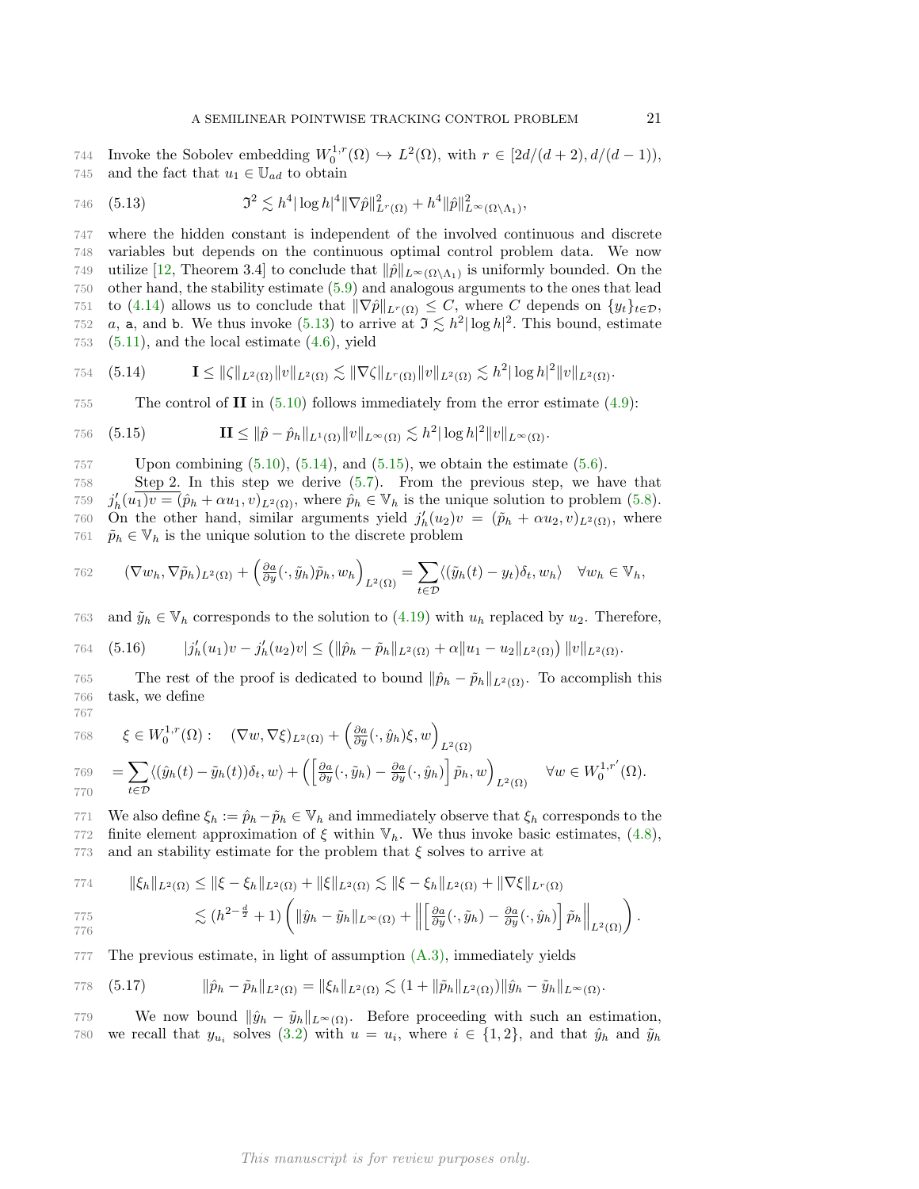Invoke the Sobolev embedding $W_0^{1,r}(\Omega) \hookrightarrow L^2(\Omega)$, with $r \in [2d/(d+2), d/(d-1))$, and the fact that $u_1 \in \mathbb{U}_{ad}$ to obtain

$$\mathfrak{I}^2 \lesssim h^4 |\log h|^4 \|\nabla \hat{p}\|^2_{L^r(\Omega)} + h^4 \|\hat{p}\|^2_{L^\infty(\Omega\setminus\Lambda_1)}, \tag{5.13}$$

where the hidden constant is independent of the involved continuous and discrete variables but depends on the continuous optimal control problem data. We now utilize [12, Theorem 3.4] to conclude that $\|\hat{p}\|_{L^\infty(\Omega\setminus\Lambda_1)}$ is uniformly bounded. On the other hand, the stability estimate (5.9) and analogous arguments to the ones that lead to (4.14) allows us to conclude that $\|\nabla \hat{p}\|_{L^r(\Omega)} \leq C$, where $C$ depends on $\{y_t\}_{t\in\mathcal{D}}$, $a$, $\mathtt{a}$, and $\mathtt{b}$. We thus invoke (5.13) to arrive at $\mathfrak{I} \lesssim h^2|\log h|^2$. This bound, estimate (5.11), and the local estimate (4.6), yield

$$\mathbf{I} \leq \|\zeta\|_{L^2(\Omega)}\|v\|_{L^2(\Omega)} \lesssim \|\nabla\zeta\|_{L^r(\Omega)}\|v\|_{L^2(\Omega)} \lesssim h^2|\log h|^2\|v\|_{L^2(\Omega)}. \tag{5.14}$$

The control of $\mathbf{II}$ in (5.10) follows immediately from the error estimate (4.9):

$$\mathbf{II} \leq \|\hat{p} - \hat{p}_h\|_{L^1(\Omega)}\|v\|_{L^\infty(\Omega)} \lesssim h^2|\log h|^2\|v\|_{L^\infty(\Omega)}. \tag{5.15}$$

Upon combining (5.10), (5.14), and (5.15), we obtain the estimate (5.6).

<u>Step 2</u>. In this step we derive (5.7). From the previous step, we have that $j_h'(u_1)v = (\hat{p}_h + \alpha u_1, v)_{L^2(\Omega)}$, where $\hat{p}_h \in \mathbb{V}_h$ is the unique solution to problem (5.8). On the other hand, similar arguments yield $j_h'(u_2)v = (\tilde{p}_h + \alpha u_2, v)_{L^2(\Omega)}$, where $\tilde{p}_h \in \mathbb{V}_h$ is the unique solution to the discrete problem

$$(\nabla w_h, \nabla \tilde{p}_h)_{L^2(\Omega)} + \left(\tfrac{\partial a}{\partial y}(\cdot, \tilde{y}_h)\tilde{p}_h, w_h\right)_{L^2(\Omega)} = \sum_{t\in\mathcal{D}} \langle (\tilde{y}_h(t) - y_t)\delta_t, w_h\rangle \quad \forall w_h \in \mathbb{V}_h,$$

and $\tilde{y}_h \in \mathbb{V}_h$ corresponds to the solution to (4.19) with $u_h$ replaced by $u_2$. Therefore,

$$|j_h'(u_1)v - j_h'(u_2)v| \leq \left(\|\hat{p}_h - \tilde{p}_h\|_{L^2(\Omega)} + \alpha\|u_1 - u_2\|_{L^2(\Omega)}\right)\|v\|_{L^2(\Omega)}. \tag{5.16}$$

The rest of the proof is dedicated to bound $\|\hat{p}_h - \tilde{p}_h\|_{L^2(\Omega)}$. To accomplish this task, we define

$$\xi \in W_0^{1,r}(\Omega): \quad (\nabla w, \nabla\xi)_{L^2(\Omega)} + \left(\tfrac{\partial a}{\partial y}(\cdot, \hat{y}_h)\xi, w\right)_{L^2(\Omega)}$$
$$= \sum_{t\in\mathcal{D}} \langle (\hat{y}_h(t) - \tilde{y}_h(t))\delta_t, w\rangle + \left(\left[\tfrac{\partial a}{\partial y}(\cdot, \tilde{y}_h) - \tfrac{\partial a}{\partial y}(\cdot, \hat{y}_h)\right]\tilde{p}_h, w\right)_{L^2(\Omega)} \quad \forall w \in W_0^{1,r'}(\Omega).$$

We also define $\xi_h := \hat{p}_h - \tilde{p}_h \in \mathbb{V}_h$ and immediately observe that $\xi_h$ corresponds to the finite element approximation of $\xi$ within $\mathbb{V}_h$. We thus invoke basic estimates, (4.8), and an stability estimate for the problem that $\xi$ solves to arrive at

$$\begin{aligned}
\|\xi_h\|_{L^2(\Omega)} &\leq \|\xi - \xi_h\|_{L^2(\Omega)} + \|\xi\|_{L^2(\Omega)} \lesssim \|\xi - \xi_h\|_{L^2(\Omega)} + \|\nabla\xi\|_{L^r(\Omega)} \\
&\lesssim (h^{2-\frac{d}{2}} + 1)\left(\|\hat{y}_h - \tilde{y}_h\|_{L^\infty(\Omega)} + \left\|\left[\tfrac{\partial a}{\partial y}(\cdot, \tilde{y}_h) - \tfrac{\partial a}{\partial y}(\cdot, \hat{y}_h)\right]\tilde{p}_h\right\|_{L^2(\Omega)}\right).
\end{aligned}$$

The previous estimate, in light of assumption (A.3), immediately yields

$$\|\hat{p}_h - \tilde{p}_h\|_{L^2(\Omega)} = \|\xi_h\|_{L^2(\Omega)} \lesssim (1 + \|\tilde{p}_h\|_{L^2(\Omega)})\|\hat{y}_h - \tilde{y}_h\|_{L^\infty(\Omega)}. \tag{5.17}$$

We now bound $\|\hat{y}_h - \tilde{y}_h\|_{L^\infty(\Omega)}$. Before proceeding with such an estimation, we recall that $y_{u_i}$ solves (3.2) with $u = u_i$, where $i \in \{1, 2\}$, and that $\hat{y}_h$ and $\tilde{y}_h$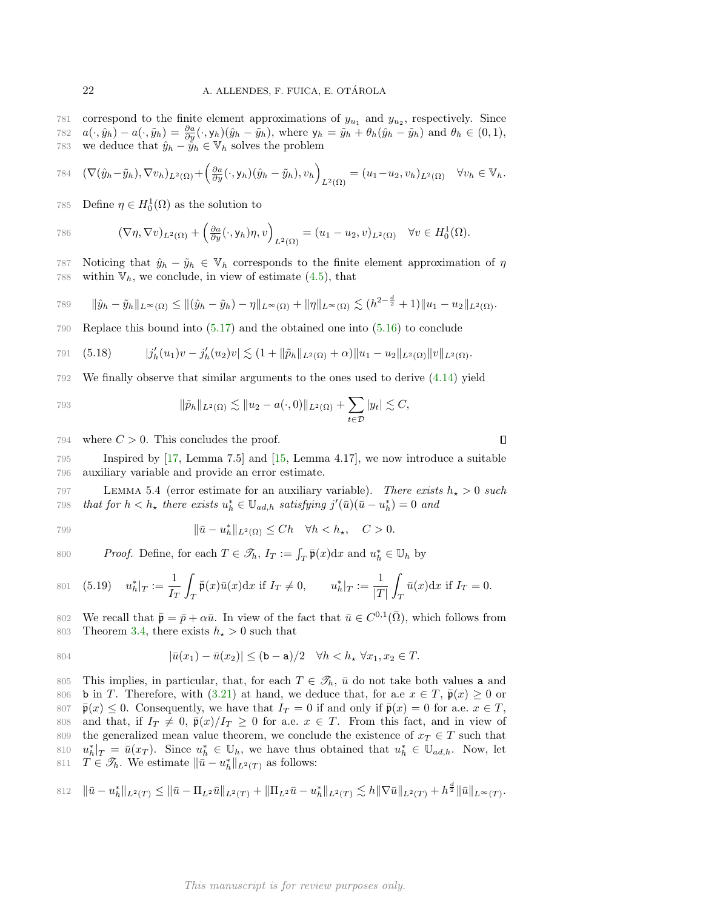correspond to the finite element approximations of $y_{u_1}$ and $y_{u_2}$, respectively. Since $a(\cdot,\hat{y}_h) - a(\cdot,\tilde{y}_h) = \frac{\partial a}{\partial y}(\cdot,\mathsf{y}_h)(\hat{y}_h - \tilde{y}_h)$, where $\mathsf{y}_h = \tilde{y}_h + \theta_h(\hat{y}_h - \tilde{y}_h)$ and $\theta_h \in (0,1)$, we deduce that $\hat{y}_h - \tilde{y}_h \in \mathbb{V}_h$ solves the problem

$$(\nabla(\hat{y}_h - \tilde{y}_h), \nabla v_h)_{L^2(\Omega)} + \left(\tfrac{\partial a}{\partial y}(\cdot,\mathsf{y}_h)(\hat{y}_h - \tilde{y}_h), v_h\right)_{L^2(\Omega)} = (u_1 - u_2, v_h)_{L^2(\Omega)} \quad \forall v_h \in \mathbb{V}_h.$$

Define $\eta \in H_0^1(\Omega)$ as the solution to

$$(\nabla\eta, \nabla v)_{L^2(\Omega)} + \left(\tfrac{\partial a}{\partial y}(\cdot,\mathsf{y}_h)\eta, v\right)_{L^2(\Omega)} = (u_1 - u_2, v)_{L^2(\Omega)} \quad \forall v \in H_0^1(\Omega).$$

Noticing that $\hat{y}_h - \tilde{y}_h \in \mathbb{V}_h$ corresponds to the finite element approximation of $\eta$ within $\mathbb{V}_h$, we conclude, in view of estimate (4.5), that

$$\|\hat{y}_h - \tilde{y}_h\|_{L^\infty(\Omega)} \leq \|(\hat{y}_h - \tilde{y}_h) - \eta\|_{L^\infty(\Omega)} + \|\eta\|_{L^\infty(\Omega)} \lesssim (h^{2-\frac{d}{2}} + 1)\|u_1 - u_2\|_{L^2(\Omega)}.$$

Replace this bound into (5.17) and the obtained one into (5.16) to conclude

$$(5.18) \qquad |j_h'(u_1)v - j_h'(u_2)v| \lesssim (1 + \|\tilde{p}_h\|_{L^2(\Omega)} + \alpha)\|u_1 - u_2\|_{L^2(\Omega)}\|v\|_{L^2(\Omega)}.$$

We finally observe that similar arguments to the ones used to derive (4.14) yield

$$\|\tilde{p}_h\|_{L^2(\Omega)} \lesssim \|u_2 - a(\cdot,0)\|_{L^2(\Omega)} + \sum_{t\in\mathcal{D}} |y_t| \lesssim C,$$

where $C > 0$. This concludes the proof. ∎

Inspired by [17, Lemma 7.5] and [15, Lemma 4.17], we now introduce a suitable auxiliary variable and provide an error estimate.

Lemma 5.4 (error estimate for an auxiliary variable). *There exists $h_\star > 0$ such that for $h < h_\star$ there exists $u_h^* \in \mathbb{U}_{ad,h}$ satisfying $j'(\bar{u})(\bar{u} - u_h^*) = 0$ and*

$$\|\bar{u} - u_h^*\|_{L^2(\Omega)} \leq Ch \quad \forall h < h_\star, \quad C > 0.$$

*Proof.* Define, for each $T \in \mathscr{T}_h$, $I_T := \int_T \bar{\mathfrak{p}}(x)\mathrm{d}x$ and $u_h^* \in \mathbb{U}_h$ by

$$(5.19) \quad u_h^*|_T := \frac{1}{I_T}\int_T \bar{\mathfrak{p}}(x)\bar{u}(x)\mathrm{d}x \text{ if } I_T \neq 0, \qquad u_h^*|_T := \frac{1}{|T|}\int_T \bar{u}(x)\mathrm{d}x \text{ if } I_T = 0.$$

We recall that $\bar{\mathfrak{p}} = \bar{p} + \alpha\bar{u}$. In view of the fact that $\bar{u} \in C^{0,1}(\bar{\Omega})$, which follows from Theorem 3.4, there exists $h_\star > 0$ such that

$$|\bar{u}(x_1) - \bar{u}(x_2)| \leq (\mathtt{b} - \mathtt{a})/2 \quad \forall h < h_\star \ \forall x_1, x_2 \in T.$$

This implies, in particular, that, for each $T \in \mathscr{T}_h$, $\bar{u}$ do not take both values $\mathtt{a}$ and $\mathtt{b}$ in $T$. Therefore, with (3.21) at hand, we deduce that, for a.e $x \in T$, $\bar{\mathfrak{p}}(x) \geq 0$ or $\bar{\mathfrak{p}}(x) \leq 0$. Consequently, we have that $I_T = 0$ if and only if $\bar{\mathfrak{p}}(x) = 0$ for a.e. $x \in T$, and that, if $I_T \neq 0$, $\bar{\mathfrak{p}}(x)/I_T \geq 0$ for a.e. $x \in T$. From this fact, and in view of the generalized mean value theorem, we conclude the existence of $x_T \in T$ such that $u_h^*|_T = \bar{u}(x_T)$. Since $u_h^* \in \mathbb{U}_h$, we have thus obtained that $u_h^* \in \mathbb{U}_{ad,h}$. Now, let $T \in \mathscr{T}_h$. We estimate $\|\bar{u} - u_h^*\|_{L^2(T)}$ as follows:

$$\|\bar{u} - u_h^*\|_{L^2(T)} \leq \|\bar{u} - \Pi_{L^2}\bar{u}\|_{L^2(T)} + \|\Pi_{L^2}\bar{u} - u_h^*\|_{L^2(T)} \lesssim h\|\nabla\bar{u}\|_{L^2(T)} + h^{\frac{d}{2}}\|\bar{u}\|_{L^\infty(T)}.$$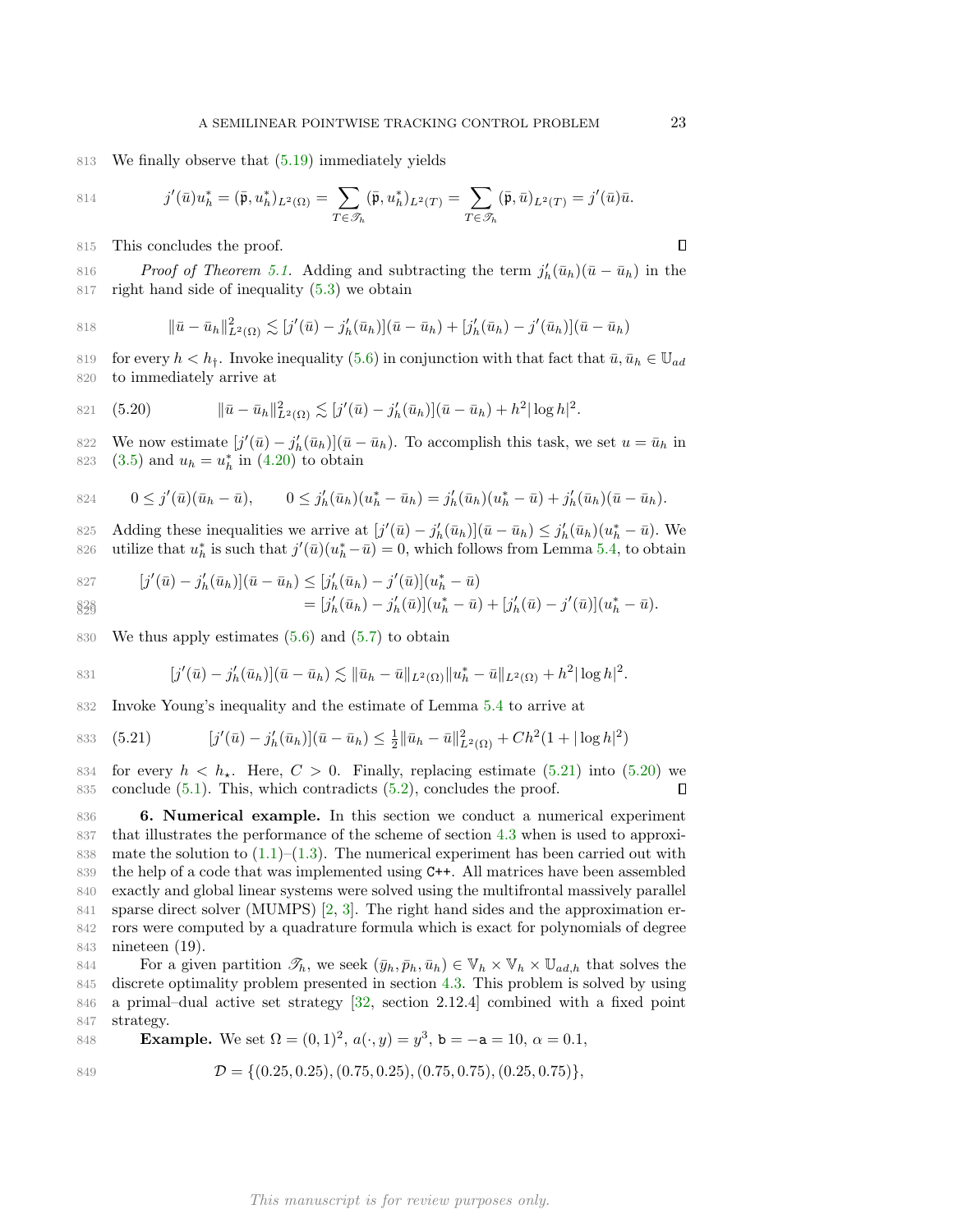We finally observe that (5.19) immediately yields

$$j'(\bar{u})u_h^* = (\bar{\mathfrak{p}}, u_h^*)_{L^2(\Omega)} = \sum_{T\in\mathscr{T}_h} (\bar{\mathfrak{p}}, u_h^*)_{L^2(T)} = \sum_{T\in\mathscr{T}_h} (\bar{\mathfrak{p}}, \bar{u})_{L^2(T)} = j'(\bar{u})\bar{u}.$$

This concludes the proof. ∎

*Proof of Theorem 5.1.* Adding and subtracting the term $j_h'(\bar{u}_h)(\bar{u}-\bar{u}_h)$ in the right hand side of inequality (5.3) we obtain

$$\|\bar{u}-\bar{u}_h\|_{L^2(\Omega)}^2 \lesssim [j'(\bar{u}) - j_h'(\bar{u}_h)](\bar{u}-\bar{u}_h) + [j_h'(\bar{u}_h) - j'(\bar{u}_h)](\bar{u}-\bar{u}_h)$$

for every $h < h_\dagger$. Invoke inequality (5.6) in conjunction with that fact that $\bar{u}, \bar{u}_h \in \mathbb{U}_{ad}$ to immediately arrive at

$$\|\bar{u}-\bar{u}_h\|_{L^2(\Omega)}^2 \lesssim [j'(\bar{u}) - j_h'(\bar{u}_h)](\bar{u}-\bar{u}_h) + h^2|\log h|^2. \tag{5.20}$$

We now estimate $[j'(\bar{u}) - j_h'(\bar{u}_h)](\bar{u}-\bar{u}_h)$. To accomplish this task, we set $u = \bar{u}_h$ in (3.5) and $u_h = u_h^*$ in (4.20) to obtain

$$0 \leq j'(\bar{u})(\bar{u}_h - \bar{u}), \qquad 0 \leq j_h'(\bar{u}_h)(u_h^* - \bar{u}_h) = j_h'(\bar{u}_h)(u_h^* - \bar{u}) + j_h'(\bar{u}_h)(\bar{u} - \bar{u}_h).$$

Adding these inequalities we arrive at $[j'(\bar{u}) - j_h'(\bar{u}_h)](\bar{u}-\bar{u}_h) \leq j_h'(\bar{u}_h)(u_h^* - \bar{u})$. We utilize that $u_h^*$ is such that $j'(\bar{u})(u_h^* - \bar{u}) = 0$, which follows from Lemma 5.4, to obtain

$$\begin{aligned}
[j'(\bar{u}) - j_h'(\bar{u}_h)](\bar{u}-\bar{u}_h) &\leq [j_h'(\bar{u}_h) - j'(\bar{u})](u_h^* - \bar{u}) \\
&= [j_h'(\bar{u}_h) - j_h'(\bar{u})](u_h^* - \bar{u}) + [j_h'(\bar{u}) - j'(\bar{u})](u_h^* - \bar{u}).
\end{aligned}$$

We thus apply estimates (5.6) and (5.7) to obtain

$$[j'(\bar{u}) - j_h'(\bar{u}_h)](\bar{u}-\bar{u}_h) \lesssim \|\bar{u}_h - \bar{u}\|_{L^2(\Omega)}\|u_h^* - \bar{u}\|_{L^2(\Omega)} + h^2|\log h|^2.$$

Invoke Young's inequality and the estimate of Lemma 5.4 to arrive at

$$[j'(\bar{u}) - j_h'(\bar{u}_h)](\bar{u}-\bar{u}_h) \leq \tfrac{1}{2}\|\bar{u}_h - \bar{u}\|_{L^2(\Omega)}^2 + Ch^2(1 + |\log h|^2) \tag{5.21}$$

for every $h < h_\star$. Here, $C > 0$. Finally, replacing estimate (5.21) into (5.20) we conclude (5.1). This, which contradicts (5.2), concludes the proof. ∎

**6. Numerical example.** In this section we conduct a numerical experiment that illustrates the performance of the scheme of section 4.3 when is used to approximate the solution to (1.1)–(1.3). The numerical experiment has been carried out with the help of a code that was implemented using `C++`. All matrices have been assembled exactly and global linear systems were solved using the multifrontal massively parallel sparse direct solver (MUMPS) [2, 3]. The right hand sides and the approximation errors were computed by a quadrature formula which is exact for polynomials of degree nineteen (19).

For a given partition $\mathscr{T}_h$, we seek $(\bar{y}_h, \bar{p}_h, \bar{u}_h) \in \mathbb{V}_h \times \mathbb{V}_h \times \mathbb{U}_{ad,h}$ that solves the discrete optimality problem presented in section 4.3. This problem is solved by using a primal–dual active set strategy [32, section 2.12.4] combined with a fixed point strategy.

**Example.** We set $\Omega = (0,1)^2$, $a(\cdot, y) = y^3$, $\mathtt{b} = -\mathtt{a} = 10$, $\alpha = 0.1$,

$$\mathcal{D} = \{(0.25, 0.25), (0.75, 0.25), (0.75, 0.75), (0.25, 0.75)\},$$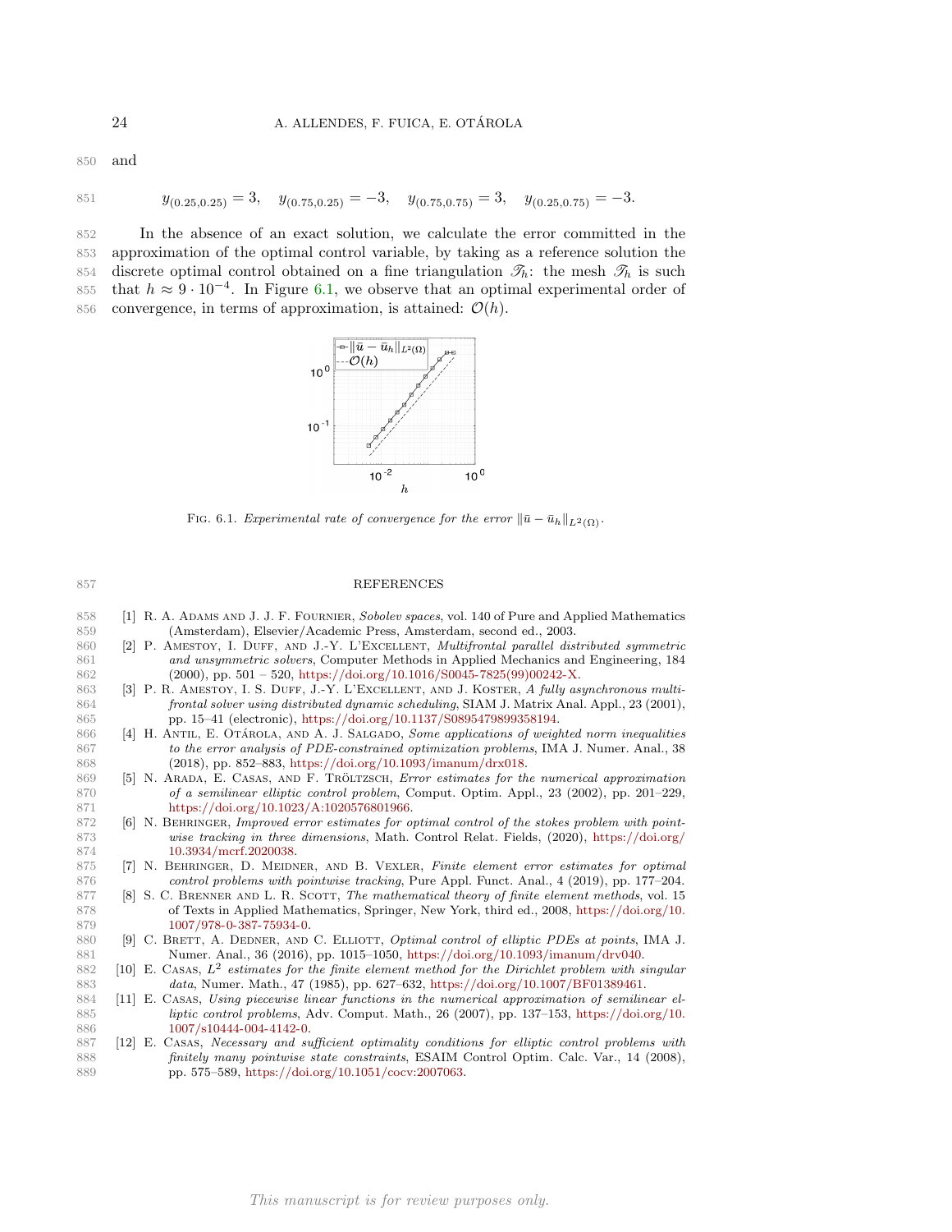and

$$y_{(0.25,0.25)} = 3, \quad y_{(0.75,0.25)} = -3, \quad y_{(0.75,0.75)} = 3, \quad y_{(0.25,0.75)} = -3.$$

In the absence of an exact solution, we calculate the error committed in the approximation of the optimal control variable, by taking as a reference solution the discrete optimal control obtained on a fine triangulation $\mathscr{T}_h$: the mesh $\mathscr{T}_h$ is such that $h \approx 9 \cdot 10^{-4}$. In Figure 6.1, we observe that an optimal experimental order of convergence, in terms of approximation, is attained: $\mathcal{O}(h)$.

$\|\bar{u} - \bar{u}_h\|_{L^2(\Omega)}$

$\mathcal{O}(h)$

$10^0$

$10^{-1}$

$10^{-2}$

$10^0$

$h$

Fig. 6.1. *Experimental rate of convergence for the error* $\|\bar{u} - \bar{u}_h\|_{L^2(\Omega)}$.

## REFERENCES

[1] R. A. Adams and J. J. F. Fournier, *Sobolev spaces*, vol. 140 of Pure and Applied Mathematics (Amsterdam), Elsevier/Academic Press, Amsterdam, second ed., 2003.

[2] P. Amestoy, I. Duff, and J.-Y. L'Excellent, *Multifrontal parallel distributed symmetric and unsymmetric solvers*, Computer Methods in Applied Mechanics and Engineering, 184 (2000), pp. 501 – 520, https://doi.org/10.1016/S0045-7825(99)00242-X.

[3] P. R. Amestoy, I. S. Duff, J.-Y. L'Excellent, and J. Koster, *A fully asynchronous multifrontal solver using distributed dynamic scheduling*, SIAM J. Matrix Anal. Appl., 23 (2001), pp. 15–41 (electronic), https://doi.org/10.1137/S0895479899358194.

[4] H. Antil, E. Otárola, and A. J. Salgado, *Some applications of weighted norm inequalities to the error analysis of PDE-constrained optimization problems*, IMA J. Numer. Anal., 38 (2018), pp. 852–883, https://doi.org/10.1093/imanum/drx018.

[5] N. Arada, E. Casas, and F. Tröltzsch, *Error estimates for the numerical approximation of a semilinear elliptic control problem*, Comput. Optim. Appl., 23 (2002), pp. 201–229, https://doi.org/10.1023/A:1020576801966.

[6] N. Behringer, *Improved error estimates for optimal control of the stokes problem with pointwise tracking in three dimensions*, Math. Control Relat. Fields, (2020), https://doi.org/10.3934/mcrf.2020038.

[7] N. Behringer, D. Meidner, and B. Vexler, *Finite element error estimates for optimal control problems with pointwise tracking*, Pure Appl. Funct. Anal., 4 (2019), pp. 177–204.

[8] S. C. Brenner and L. R. Scott, *The mathematical theory of finite element methods*, vol. 15 of Texts in Applied Mathematics, Springer, New York, third ed., 2008, https://doi.org/10.1007/978-0-387-75934-0.

[9] C. Brett, A. Dedner, and C. Elliott, *Optimal control of elliptic PDEs at points*, IMA J. Numer. Anal., 36 (2016), pp. 1015–1050, https://doi.org/10.1093/imanum/drv040.

[10] E. Casas, *$L^2$ estimates for the finite element method for the Dirichlet problem with singular data*, Numer. Math., 47 (1985), pp. 627–632, https://doi.org/10.1007/BF01389461.

[11] E. Casas, *Using piecewise linear functions in the numerical approximation of semilinear elliptic control problems*, Adv. Comput. Math., 26 (2007), pp. 137–153, https://doi.org/10.1007/s10444-004-4142-0.

[12] E. Casas, *Necessary and sufficient optimality conditions for elliptic control problems with finitely many pointwise state constraints*, ESAIM Control Optim. Calc. Var., 14 (2008), pp. 575–589, https://doi.org/10.1051/cocv:2007063.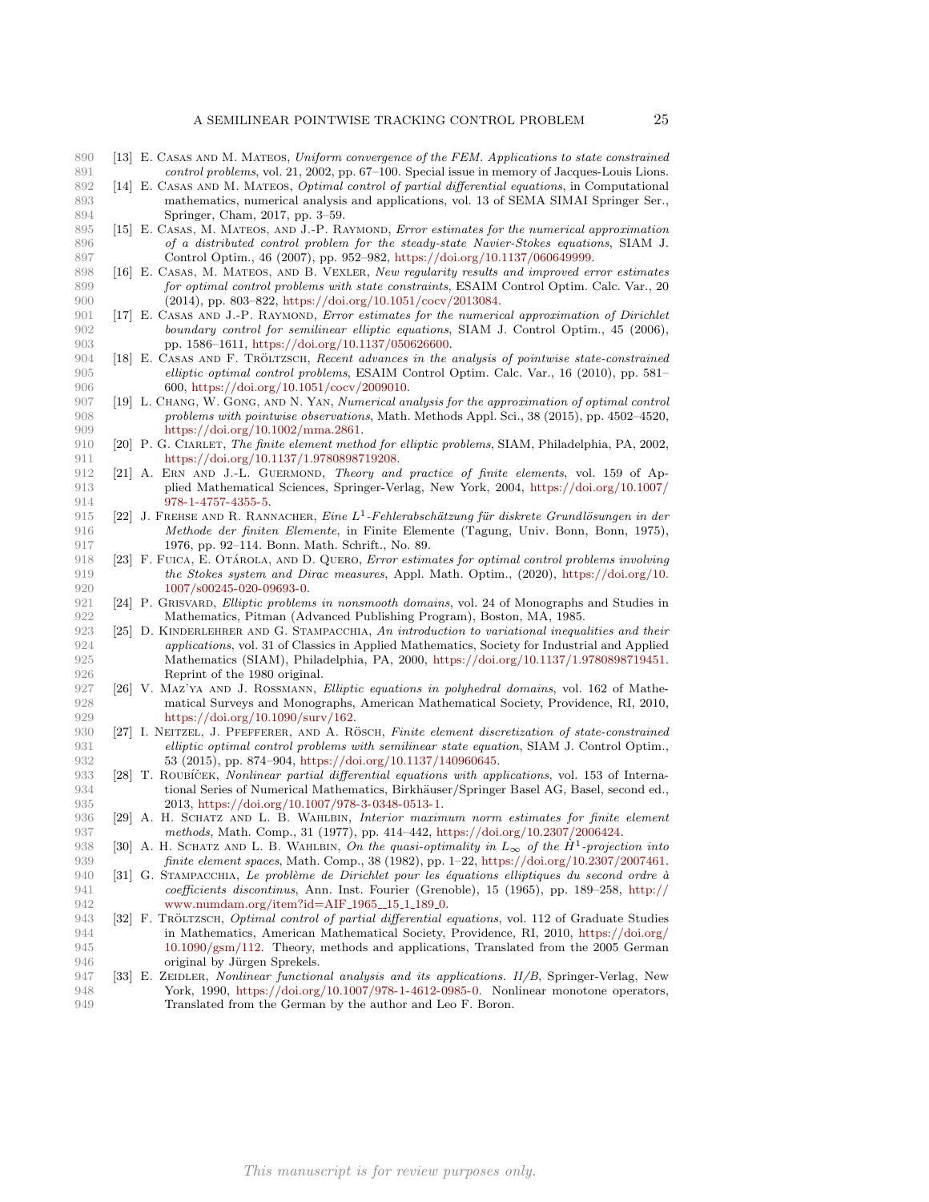[13] E. Casas and M. Mateos, *Uniform convergence of the FEM. Applications to state constrained control problems*, vol. 21, 2002, pp. 67–100. Special issue in memory of Jacques-Louis Lions.

[14] E. Casas and M. Mateos, *Optimal control of partial differential equations*, in Computational mathematics, numerical analysis and applications, vol. 13 of SEMA SIMAI Springer Ser., Springer, Cham, 2017, pp. 3–59.

[15] E. Casas, M. Mateos, and J.-P. Raymond, *Error estimates for the numerical approximation of a distributed control problem for the steady-state Navier-Stokes equations*, SIAM J. Control Optim., 46 (2007), pp. 952–982, https://doi.org/10.1137/060649999.

[16] E. Casas, M. Mateos, and B. Vexler, *New regularity results and improved error estimates for optimal control problems with state constraints*, ESAIM Control Optim. Calc. Var., 20 (2014), pp. 803–822, https://doi.org/10.1051/cocv/2013084.

[17] E. Casas and J.-P. Raymond, *Error estimates for the numerical approximation of Dirichlet boundary control for semilinear elliptic equations*, SIAM J. Control Optim., 45 (2006), pp. 1586–1611, https://doi.org/10.1137/050626600.

[18] E. Casas and F. Tröltzsch, *Recent advances in the analysis of pointwise state-constrained elliptic optimal control problems*, ESAIM Control Optim. Calc. Var., 16 (2010), pp. 581–600, https://doi.org/10.1051/cocv/2009010.

[19] L. Chang, W. Gong, and N. Yan, *Numerical analysis for the approximation of optimal control problems with pointwise observations*, Math. Methods Appl. Sci., 38 (2015), pp. 4502–4520, https://doi.org/10.1002/mma.2861.

[20] P. G. Ciarlet, *The finite element method for elliptic problems*, SIAM, Philadelphia, PA, 2002, https://doi.org/10.1137/1.9780898719208.

[21] A. Ern and J.-L. Guermond, *Theory and practice of finite elements*, vol. 159 of Applied Mathematical Sciences, Springer-Verlag, New York, 2004, https://doi.org/10.1007/978-1-4757-4355-5.

[22] J. Frehse and R. Rannacher, *Eine $L^1$-Fehlerabschätzung für diskrete Grundlösungen in der Methode der finiten Elemente*, in Finite Elemente (Tagung, Univ. Bonn, Bonn, 1975), 1976, pp. 92–114. Bonn. Math. Schrift., No. 89.

[23] F. Fuica, E. Otárola, and D. Quero, *Error estimates for optimal control problems involving the Stokes system and Dirac measures*, Appl. Math. Optim., (2020), https://doi.org/10.1007/s00245-020-09693-0.

[24] P. Grisvard, *Elliptic problems in nonsmooth domains*, vol. 24 of Monographs and Studies in Mathematics, Pitman (Advanced Publishing Program), Boston, MA, 1985.

[25] D. Kinderlehrer and G. Stampacchia, *An introduction to variational inequalities and their applications*, vol. 31 of Classics in Applied Mathematics, Society for Industrial and Applied Mathematics (SIAM), Philadelphia, PA, 2000, https://doi.org/10.1137/1.9780898719451. Reprint of the 1980 original.

[26] V. Maz'ya and J. Rossmann, *Elliptic equations in polyhedral domains*, vol. 162 of Mathematical Surveys and Monographs, American Mathematical Society, Providence, RI, 2010, https://doi.org/10.1090/surv/162.

[27] I. Neitzel, J. Pfefferer, and A. Rösch, *Finite element discretization of state-constrained elliptic optimal control problems with semilinear state equation*, SIAM J. Control Optim., 53 (2015), pp. 874–904, https://doi.org/10.1137/140960645.

[28] T. Roubíček, *Nonlinear partial differential equations with applications*, vol. 153 of International Series of Numerical Mathematics, Birkhäuser/Springer Basel AG, Basel, second ed., 2013, https://doi.org/10.1007/978-3-0348-0513-1.

[29] A. H. Schatz and L. B. Wahlbin, *Interior maximum norm estimates for finite element methods*, Math. Comp., 31 (1977), pp. 414–442, https://doi.org/10.2307/2006424.

[30] A. H. Schatz and L. B. Wahlbin, *On the quasi-optimality in $L_\infty$ of the $\mathring{H}^1$-projection into finite element spaces*, Math. Comp., 38 (1982), pp. 1–22, https://doi.org/10.2307/2007461.

[31] G. Stampacchia, *Le problème de Dirichlet pour les équations elliptiques du second ordre à coefficients discontinus*, Ann. Inst. Fourier (Grenoble), 15 (1965), pp. 189–258, http://www.numdam.org/item?id=AIF_1965__15_1_189_0.

[32] F. Tröltzsch, *Optimal control of partial differential equations*, vol. 112 of Graduate Studies in Mathematics, American Mathematical Society, Providence, RI, 2010, https://doi.org/10.1090/gsm/112. Theory, methods and applications, Translated from the 2005 German original by Jürgen Sprekels.

[33] E. Zeidler, *Nonlinear functional analysis and its applications. II/B*, Springer-Verlag, New York, 1990, https://doi.org/10.1007/978-1-4612-0985-0. Nonlinear monotone operators, Translated from the German by the author and Leo F. Boron.